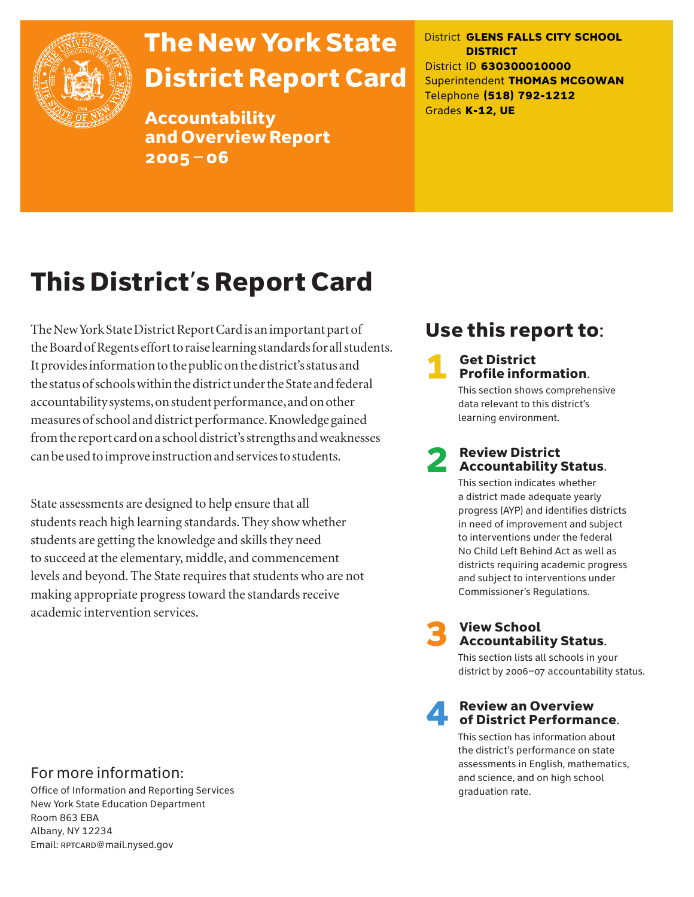# The New York State District Report Card

## Accountability and Overview Report 2005–06

District **GLENS FALLS CITY SCHOOL DISTRICT**
District ID **630300010000**
Superintendent **THOMAS MCGOWAN**
Telephone **(518) 792-1212**
Grades **K-12, UE**

# This District's Report Card

The New York State District Report Card is an important part of the Board of Regents effort to raise learning standards for all students. It provides information to the public on the district's status and the status of schools within the district under the State and federal accountability systems, on student performance, and on other measures of school and district performance. Knowledge gained from the report card on a school district's strengths and weaknesses can be used to improve instruction and services to students.

State assessments are designed to help ensure that all students reach high learning standards. They show whether students are getting the knowledge and skills they need to succeed at the elementary, middle, and commencement levels and beyond. The State requires that students who are not making appropriate progress toward the standards receive academic intervention services.

## Use this report to:

**1 Get District Profile information.**
This section shows comprehensive data relevant to this district's learning environment.

**2 Review District Accountability Status.**
This section indicates whether a district made adequate yearly progress (AYP) and identifies districts in need of improvement and subject to interventions under the federal No Child Left Behind Act as well as districts requiring academic progress and subject to interventions under Commissioner's Regulations.

**3 View School Accountability Status.**
This section lists all schools in your district by 2006–07 accountability status.

**4 Review an Overview of District Performance.**
This section has information about the district's performance on state assessments in English, mathematics, and science, and on high school graduation rate.

### For more information:

Office of Information and Reporting Services
New York State Education Department
Room 863 EBA
Albany, NY 12234
Email: RPTCARD@mail.nysed.gov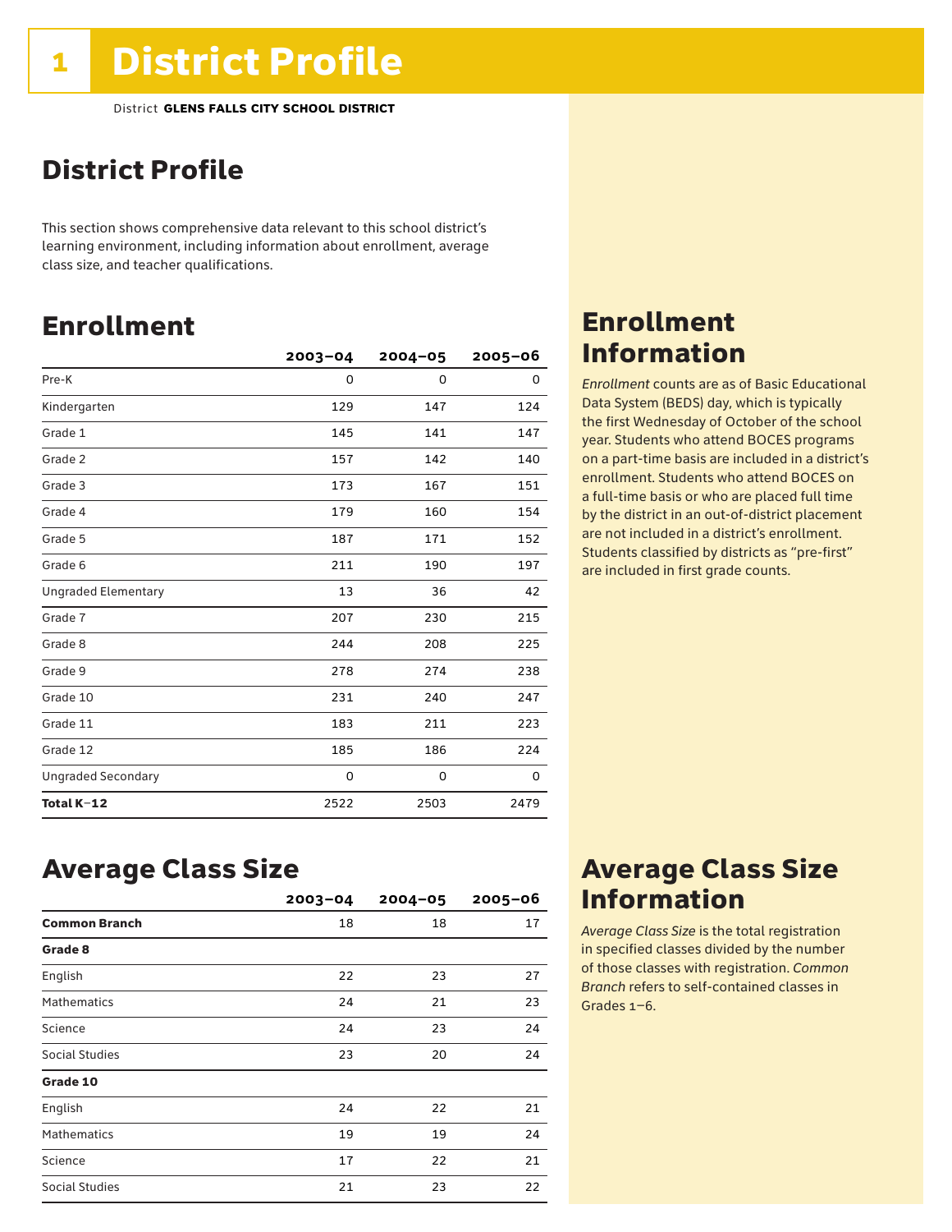# District Profile

District **GLENS FALLS CITY SCHOOL DISTRICT**

## District Profile

This section shows comprehensive data relevant to this school district's learning environment, including information about enrollment, average class size, and teacher qualifications.

## Enrollment

| | 2003–04 | 2004–05 | 2005–06 |
|---|---|---|---|
| Pre-K | 0 | 0 | 0 |
| Kindergarten | 129 | 147 | 124 |
| Grade 1 | 145 | 141 | 147 |
| Grade 2 | 157 | 142 | 140 |
| Grade 3 | 173 | 167 | 151 |
| Grade 4 | 179 | 160 | 154 |
| Grade 5 | 187 | 171 | 152 |
| Grade 6 | 211 | 190 | 197 |
| Ungraded Elementary | 13 | 36 | 42 |
| Grade 7 | 207 | 230 | 215 |
| Grade 8 | 244 | 208 | 225 |
| Grade 9 | 278 | 274 | 238 |
| Grade 10 | 231 | 240 | 247 |
| Grade 11 | 183 | 211 | 223 |
| Grade 12 | 185 | 186 | 224 |
| Ungraded Secondary | 0 | 0 | 0 |
| **Total K–12** | 2522 | 2503 | 2479 |

## Enrollment Information

*Enrollment* counts are as of Basic Educational Data System (BEDS) day, which is typically the first Wednesday of October of the school year. Students who attend BOCES programs on a part-time basis are included in a district's enrollment. Students who attend BOCES on a full-time basis or who are placed full time by the district in an out-of-district placement are not included in a district's enrollment. Students classified by districts as "pre-first" are included in first grade counts.

## Average Class Size

| | 2003–04 | 2004–05 | 2005–06 |
|---|---|---|---|
| **Common Branch** | 18 | 18 | 17 |
| **Grade 8** | | | |
| English | 22 | 23 | 27 |
| Mathematics | 24 | 21 | 23 |
| Science | 24 | 23 | 24 |
| Social Studies | 23 | 20 | 24 |
| **Grade 10** | | | |
| English | 24 | 22 | 21 |
| Mathematics | 19 | 19 | 24 |
| Science | 17 | 22 | 21 |
| Social Studies | 21 | 23 | 22 |

## Average Class Size Information

*Average Class Size* is the total registration in specified classes divided by the number of those classes with registration. *Common Branch* refers to self-contained classes in Grades 1–6.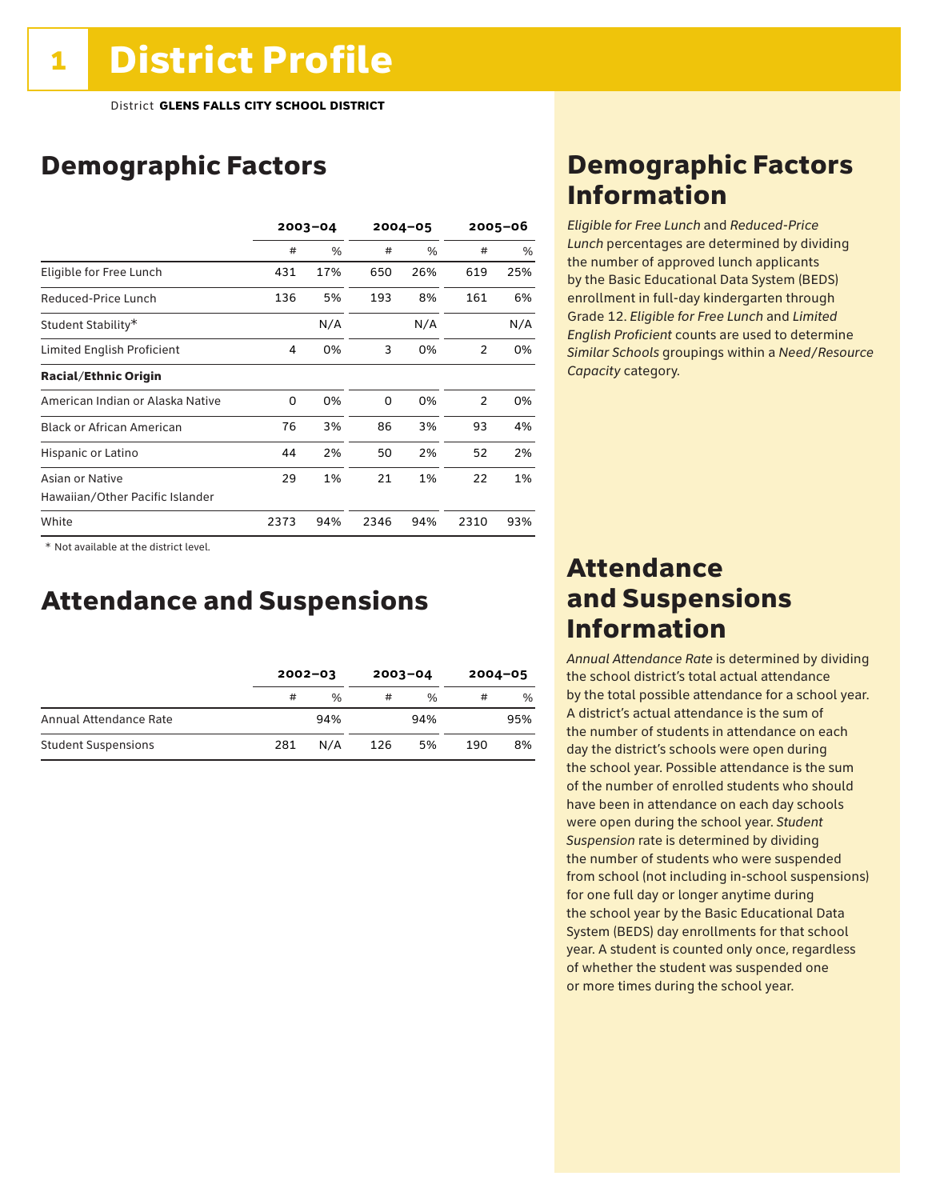# 1 District Profile

District **GLENS FALLS CITY SCHOOL DISTRICT**

## Demographic Factors

| | 2003–04 | | 2004–05 | | 2005–06 | |
|---|---|---|---|---|---|---|
| | # | % | # | % | # | % |
| Eligible for Free Lunch | 431 | 17% | 650 | 26% | 619 | 25% |
| Reduced-Price Lunch | 136 | 5% | 193 | 8% | 161 | 6% |
| Student Stability* | | N/A | | N/A | | N/A |
| Limited English Proficient | 4 | 0% | 3 | 0% | 2 | 0% |
| **Racial/Ethnic Origin** | | | | | | |
| American Indian or Alaska Native | 0 | 0% | 0 | 0% | 2 | 0% |
| Black or African American | 76 | 3% | 86 | 3% | 93 | 4% |
| Hispanic or Latino | 44 | 2% | 50 | 2% | 52 | 2% |
| Asian or Native Hawaiian/Other Pacific Islander | 29 | 1% | 21 | 1% | 22 | 1% |
| White | 2373 | 94% | 2346 | 94% | 2310 | 93% |

\* Not available at the district level.

## Attendance and Suspensions

| | 2002–03 | | 2003–04 | | 2004–05 | |
|---|---|---|---|---|---|---|
| | # | % | # | % | # | % |
| Annual Attendance Rate | | 94% | | 94% | | 95% |
| Student Suspensions | 281 | N/A | 126 | 5% | 190 | 8% |

## Demographic Factors Information

*Eligible for Free Lunch* and *Reduced-Price Lunch* percentages are determined by dividing the number of approved lunch applicants by the Basic Educational Data System (BEDS) enrollment in full-day kindergarten through Grade 12. *Eligible for Free Lunch* and *Limited English Proficient* counts are used to determine *Similar Schools* groupings within a *Need/Resource Capacity* category.

## Attendance and Suspensions Information

*Annual Attendance Rate* is determined by dividing the school district's total actual attendance by the total possible attendance for a school year. A district's actual attendance is the sum of the number of students in attendance on each day the district's schools were open during the school year. Possible attendance is the sum of the number of enrolled students who should have been in attendance on each day schools were open during the school year. *Student Suspension* rate is determined by dividing the number of students who were suspended from school (not including in-school suspensions) for one full day or longer anytime during the school year by the Basic Educational Data System (BEDS) day enrollments for that school year. A student is counted only once, regardless of whether the student was suspended one or more times during the school year.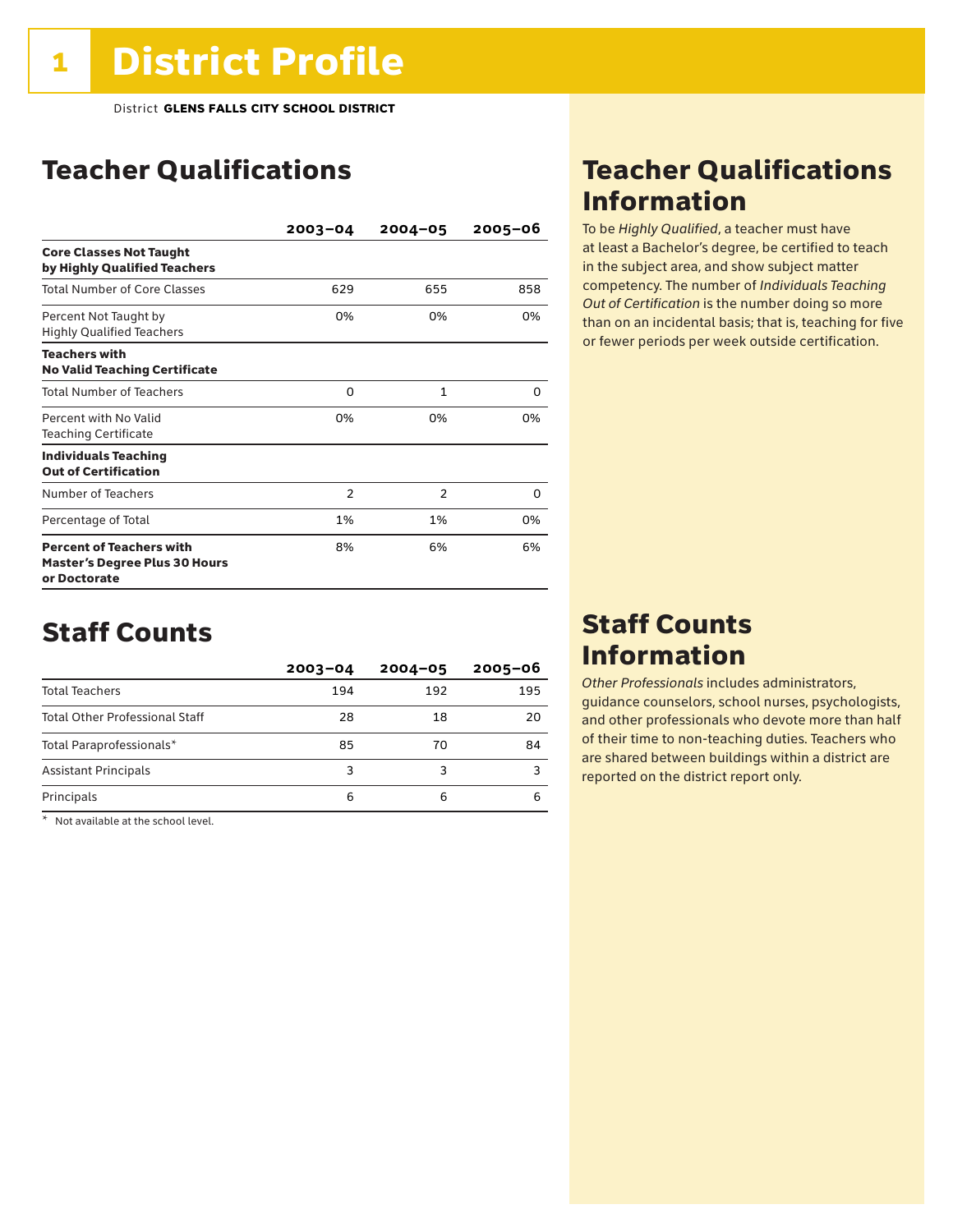# 1 District Profile

District **GLENS FALLS CITY SCHOOL DISTRICT**

## Teacher Qualifications

| | 2003–04 | 2004–05 | 2005–06 |
|---|---|---|---|
| **Core Classes Not Taught by Highly Qualified Teachers** | | | |
| Total Number of Core Classes | 629 | 655 | 858 |
| Percent Not Taught by Highly Qualified Teachers | 0% | 0% | 0% |
| **Teachers with No Valid Teaching Certificate** | | | |
| Total Number of Teachers | 0 | 1 | 0 |
| Percent with No Valid Teaching Certificate | 0% | 0% | 0% |
| **Individuals Teaching Out of Certification** | | | |
| Number of Teachers | 2 | 2 | 0 |
| Percentage of Total | 1% | 1% | 0% |
| **Percent of Teachers with Master's Degree Plus 30 Hours or Doctorate** | 8% | 6% | 6% |

## Staff Counts

| | 2003–04 | 2004–05 | 2005–06 |
|---|---|---|---|
| Total Teachers | 194 | 192 | 195 |
| Total Other Professional Staff | 28 | 18 | 20 |
| Total Paraprofessionals* | 85 | 70 | 84 |
| Assistant Principals | 3 | 3 | 3 |
| Principals | 6 | 6 | 6 |

* Not available at the school level.

## Teacher Qualifications Information

To be *Highly Qualified*, a teacher must have at least a Bachelor's degree, be certified to teach in the subject area, and show subject matter competency. The number of *Individuals Teaching Out of Certification* is the number doing so more than on an incidental basis; that is, teaching for five or fewer periods per week outside certification.

## Staff Counts Information

*Other Professionals* includes administrators, guidance counselors, school nurses, psychologists, and other professionals who devote more than half of their time to non-teaching duties. Teachers who are shared between buildings within a district are reported on the district report only.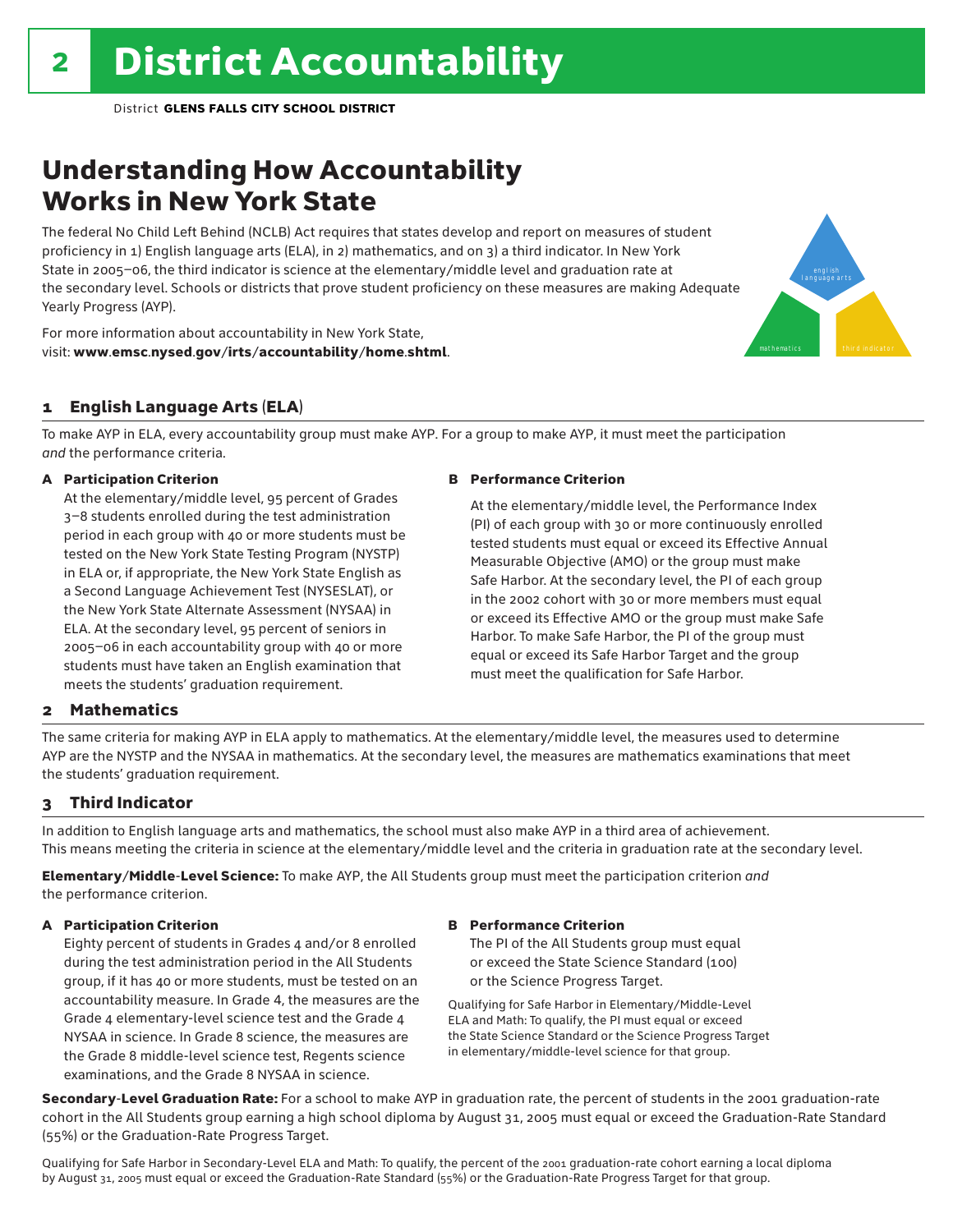# 2 District Accountability

District **GLENS FALLS CITY SCHOOL DISTRICT**

## Understanding How Accountability Works in New York State

The federal No Child Left Behind (NCLB) Act requires that states develop and report on measures of student proficiency in 1) English language arts (ELA), in 2) mathematics, and on 3) a third indicator. In New York State in 2005–06, the third indicator is science at the elementary/middle level and graduation rate at the secondary level. Schools or districts that prove student proficiency on these measures are making Adequate Yearly Progress (AYP).

For more information about accountability in New York State, visit: **www.emsc.nysed.gov/irts/accountability/home.shtml**.

english language arts

mathematics

third indicator

### 1 English Language Arts (ELA)

To make AYP in ELA, every accountability group must make AYP. For a group to make AYP, it must meet the participation *and* the performance criteria.

**A Participation Criterion**

At the elementary/middle level, 95 percent of Grades 3–8 students enrolled during the test administration period in each group with 40 or more students must be tested on the New York State Testing Program (NYSTP) in ELA or, if appropriate, the New York State English as a Second Language Achievement Test (NYSESLAT), or the New York State Alternate Assessment (NYSAA) in ELA. At the secondary level, 95 percent of seniors in 2005–06 in each accountability group with 40 or more students must have taken an English examination that meets the students' graduation requirement.

**B Performance Criterion**

At the elementary/middle level, the Performance Index (PI) of each group with 30 or more continuously enrolled tested students must equal or exceed its Effective Annual Measurable Objective (AMO) or the group must make Safe Harbor. At the secondary level, the PI of each group in the 2002 cohort with 30 or more members must equal or exceed its Effective AMO or the group must make Safe Harbor. To make Safe Harbor, the PI of the group must equal or exceed its Safe Harbor Target and the group must meet the qualification for Safe Harbor.

### 2 Mathematics

The same criteria for making AYP in ELA apply to mathematics. At the elementary/middle level, the measures used to determine AYP are the NYSTP and the NYSAA in mathematics. At the secondary level, the measures are mathematics examinations that meet the students' graduation requirement.

### 3 Third Indicator

In addition to English language arts and mathematics, the school must also make AYP in a third area of achievement. This means meeting the criteria in science at the elementary/middle level and the criteria in graduation rate at the secondary level.

**Elementary/Middle-Level Science:** To make AYP, the All Students group must meet the participation criterion *and* the performance criterion.

**A Participation Criterion**

Eighty percent of students in Grades 4 and/or 8 enrolled during the test administration period in the All Students group, if it has 40 or more students, must be tested on an accountability measure. In Grade 4, the measures are the Grade 4 elementary-level science test and the Grade 4 NYSAA in science. In Grade 8 science, the measures are the Grade 8 middle-level science test, Regents science examinations, and the Grade 8 NYSAA in science.

**B Performance Criterion**

The PI of the All Students group must equal or exceed the State Science Standard (100) or the Science Progress Target.

Qualifying for Safe Harbor in Elementary/Middle-Level ELA and Math: To qualify, the PI must equal or exceed the State Science Standard or the Science Progress Target in elementary/middle-level science for that group.

**Secondary-Level Graduation Rate:** For a school to make AYP in graduation rate, the percent of students in the 2001 graduation-rate cohort in the All Students group earning a high school diploma by August 31, 2005 must equal or exceed the Graduation-Rate Standard (55%) or the Graduation-Rate Progress Target.

Qualifying for Safe Harbor in Secondary-Level ELA and Math: To qualify, the percent of the 2001 graduation-rate cohort earning a local diploma by August 31, 2005 must equal or exceed the Graduation-Rate Standard (55%) or the Graduation-Rate Progress Target for that group.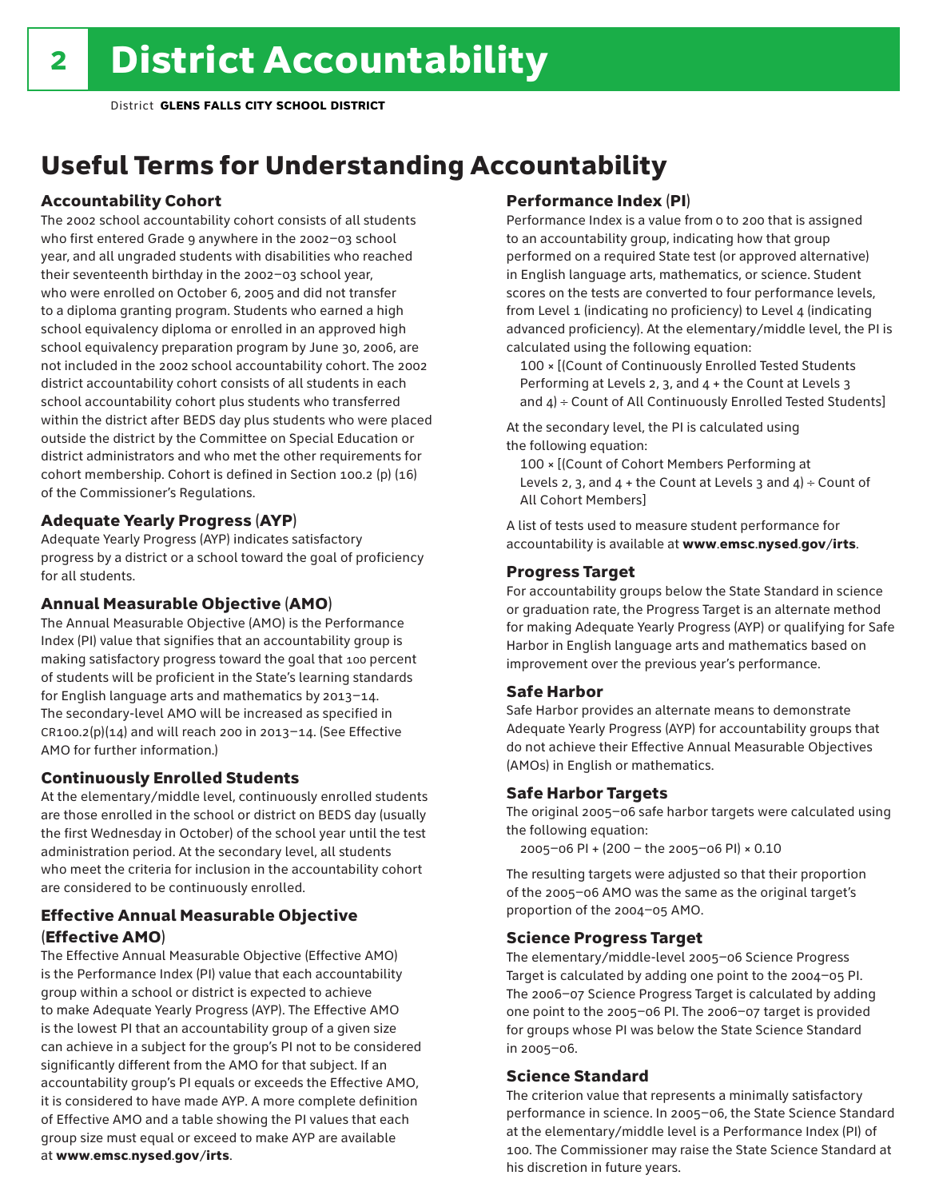# District Accountability

District **GLENS FALLS CITY SCHOOL DISTRICT**

## Useful Terms for Understanding Accountability

### Accountability Cohort

The 2002 school accountability cohort consists of all students who first entered Grade 9 anywhere in the 2002–03 school year, and all ungraded students with disabilities who reached their seventeenth birthday in the 2002–03 school year, who were enrolled on October 6, 2005 and did not transfer to a diploma granting program. Students who earned a high school equivalency diploma or enrolled in an approved high school equivalency preparation program by June 30, 2006, are not included in the 2002 school accountability cohort. The 2002 district accountability cohort consists of all students in each school accountability cohort plus students who transferred within the district after BEDS day plus students who were placed outside the district by the Committee on Special Education or district administrators and who met the other requirements for cohort membership. Cohort is defined in Section 100.2 (p) (16) of the Commissioner's Regulations.

### Adequate Yearly Progress (AYP)

Adequate Yearly Progress (AYP) indicates satisfactory progress by a district or a school toward the goal of proficiency for all students.

### Annual Measurable Objective (AMO)

The Annual Measurable Objective (AMO) is the Performance Index (PI) value that signifies that an accountability group is making satisfactory progress toward the goal that 100 percent of students will be proficient in the State's learning standards for English language arts and mathematics by 2013–14. The secondary-level AMO will be increased as specified in CR100.2(p)(14) and will reach 200 in 2013–14. (See Effective AMO for further information.)

### Continuously Enrolled Students

At the elementary/middle level, continuously enrolled students are those enrolled in the school or district on BEDS day (usually the first Wednesday in October) of the school year until the test administration period. At the secondary level, all students who meet the criteria for inclusion in the accountability cohort are considered to be continuously enrolled.

### Effective Annual Measurable Objective (Effective AMO)

The Effective Annual Measurable Objective (Effective AMO) is the Performance Index (PI) value that each accountability group within a school or district is expected to achieve to make Adequate Yearly Progress (AYP). The Effective AMO is the lowest PI that an accountability group of a given size can achieve in a subject for the group's PI not to be considered significantly different from the AMO for that subject. If an accountability group's PI equals or exceeds the Effective AMO, it is considered to have made AYP. A more complete definition of Effective AMO and a table showing the PI values that each group size must equal or exceed to make AYP are available at **www.emsc.nysed.gov/irts**.

### Performance Index (PI)

Performance Index is a value from 0 to 200 that is assigned to an accountability group, indicating how that group performed on a required State test (or approved alternative) in English language arts, mathematics, or science. Student scores on the tests are converted to four performance levels, from Level 1 (indicating no proficiency) to Level 4 (indicating advanced proficiency). At the elementary/middle level, the PI is calculated using the following equation:

100 × [(Count of Continuously Enrolled Tested Students Performing at Levels 2, 3, and 4 + the Count at Levels 3 and 4) ÷ Count of All Continuously Enrolled Tested Students]

At the secondary level, the PI is calculated using the following equation:

100 × [(Count of Cohort Members Performing at Levels 2, 3, and 4 + the Count at Levels 3 and 4) ÷ Count of All Cohort Members]

A list of tests used to measure student performance for accountability is available at **www.emsc.nysed.gov/irts**.

### Progress Target

For accountability groups below the State Standard in science or graduation rate, the Progress Target is an alternate method for making Adequate Yearly Progress (AYP) or qualifying for Safe Harbor in English language arts and mathematics based on improvement over the previous year's performance.

### Safe Harbor

Safe Harbor provides an alternate means to demonstrate Adequate Yearly Progress (AYP) for accountability groups that do not achieve their Effective Annual Measurable Objectives (AMOs) in English or mathematics.

### Safe Harbor Targets

The original 2005–06 safe harbor targets were calculated using the following equation:

2005–06 PI + (200 – the 2005–06 PI) × 0.10

The resulting targets were adjusted so that their proportion of the 2005–06 AMO was the same as the original target's proportion of the 2004–05 AMO.

### Science Progress Target

The elementary/middle-level 2005–06 Science Progress Target is calculated by adding one point to the 2004–05 PI. The 2006–07 Science Progress Target is calculated by adding one point to the 2005–06 PI. The 2006–07 target is provided for groups whose PI was below the State Science Standard in 2005–06.

### Science Standard

The criterion value that represents a minimally satisfactory performance in science. In 2005–06, the State Science Standard at the elementary/middle level is a Performance Index (PI) of 100. The Commissioner may raise the State Science Standard at his discretion in future years.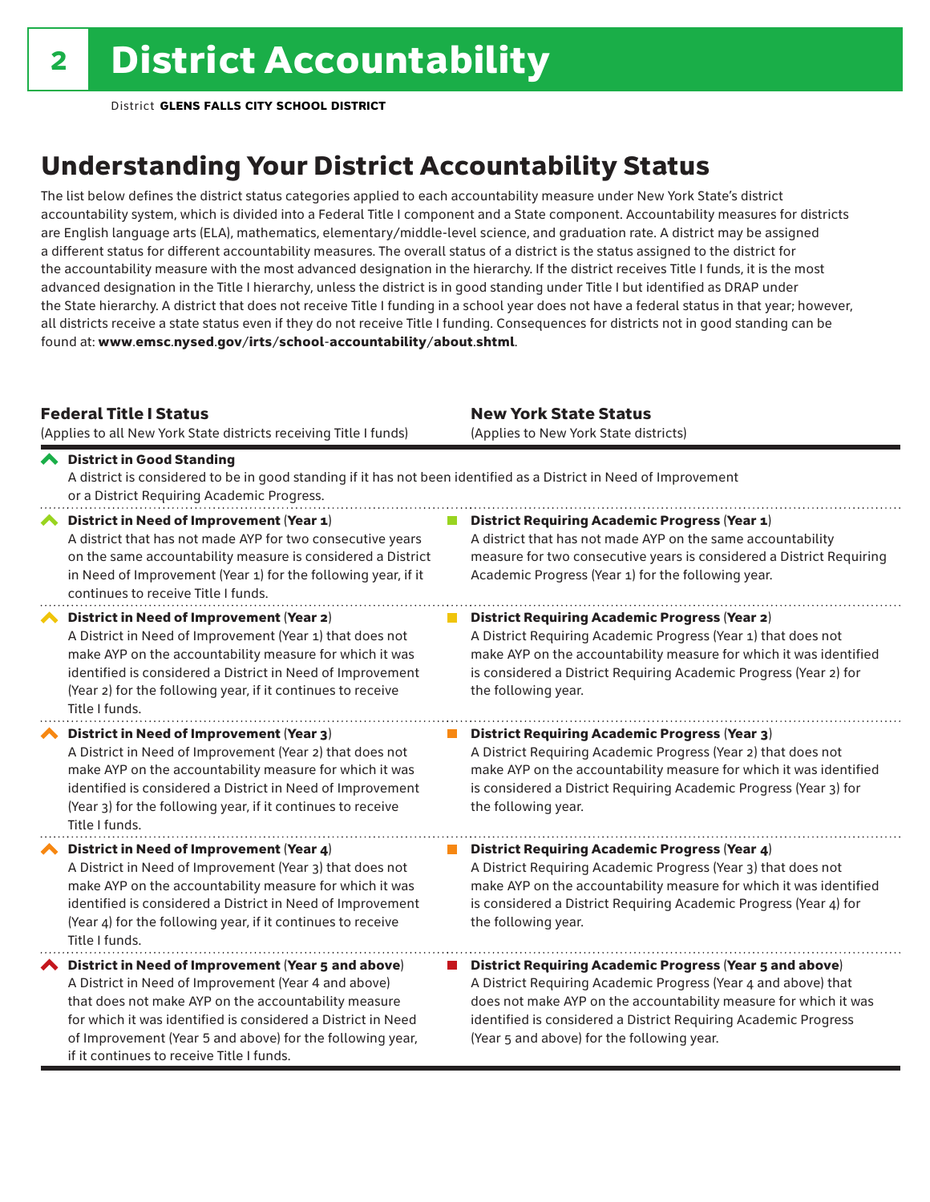# 2 District Accountability

District **GLENS FALLS CITY SCHOOL DISTRICT**

## Understanding Your District Accountability Status

The list below defines the district status categories applied to each accountability measure under New York State's district accountability system, which is divided into a Federal Title I component and a State component. Accountability measures for districts are English language arts (ELA), mathematics, elementary/middle-level science, and graduation rate. A district may be assigned a different status for different accountability measures. The overall status of a district is the status assigned to the district for the accountability measure with the most advanced designation in the hierarchy. If the district receives Title I funds, it is the most advanced designation in the Title I hierarchy, unless the district is in good standing under Title I but identified as DRAP under the State hierarchy. A district that does not receive Title I funding in a school year does not have a federal status in that year; however, all districts receive a state status even if they do not receive Title I funding. Consequences for districts not in good standing can be found at: **www.emsc.nysed.gov/irts/school-accountability/about.shtml**.

| **Federal Title I Status** (Applies to all New York State districts receiving Title I funds) | **New York State Status** (Applies to New York State districts) |
|---|---|
| **District in Good Standing** A district is considered to be in good standing if it has not been identified as a District in Need of Improvement or a District Requiring Academic Progress. | |
| **District in Need of Improvement (Year 1)** A district that has not made AYP for two consecutive years on the same accountability measure is considered a District in Need of Improvement (Year 1) for the following year, if it continues to receive Title I funds. | **District Requiring Academic Progress (Year 1)** A district that has not made AYP on the same accountability measure for two consecutive years is considered a District Requiring Academic Progress (Year 1) for the following year. |
| **District in Need of Improvement (Year 2)** A District in Need of Improvement (Year 1) that does not make AYP on the accountability measure for which it was identified is considered a District in Need of Improvement (Year 2) for the following year, if it continues to receive Title I funds. | **District Requiring Academic Progress (Year 2)** A District Requiring Academic Progress (Year 1) that does not make AYP on the accountability measure for which it was identified is considered a District Requiring Academic Progress (Year 2) for the following year. |
| **District in Need of Improvement (Year 3)** A District in Need of Improvement (Year 2) that does not make AYP on the accountability measure for which it was identified is considered a District in Need of Improvement (Year 3) for the following year, if it continues to receive Title I funds. | **District Requiring Academic Progress (Year 3)** A District Requiring Academic Progress (Year 2) that does not make AYP on the accountability measure for which it was identified is considered a District Requiring Academic Progress (Year 3) for the following year. |
| **District in Need of Improvement (Year 4)** A District in Need of Improvement (Year 3) that does not make AYP on the accountability measure for which it was identified is considered a District in Need of Improvement (Year 4) for the following year, if it continues to receive Title I funds. | **District Requiring Academic Progress (Year 4)** A District Requiring Academic Progress (Year 3) that does not make AYP on the accountability measure for which it was identified is considered a District Requiring Academic Progress (Year 4) for the following year. |
| **District in Need of Improvement (Year 5 and above)** A District in Need of Improvement (Year 4 and above) that does not make AYP on the accountability measure for which it was identified is considered a District in Need of Improvement (Year 5 and above) for the following year, if it continues to receive Title I funds. | **District Requiring Academic Progress (Year 5 and above)** A District Requiring Academic Progress (Year 4 and above) that does not make AYP on the accountability measure for which it was identified is considered a District Requiring Academic Progress (Year 5 and above) for the following year. |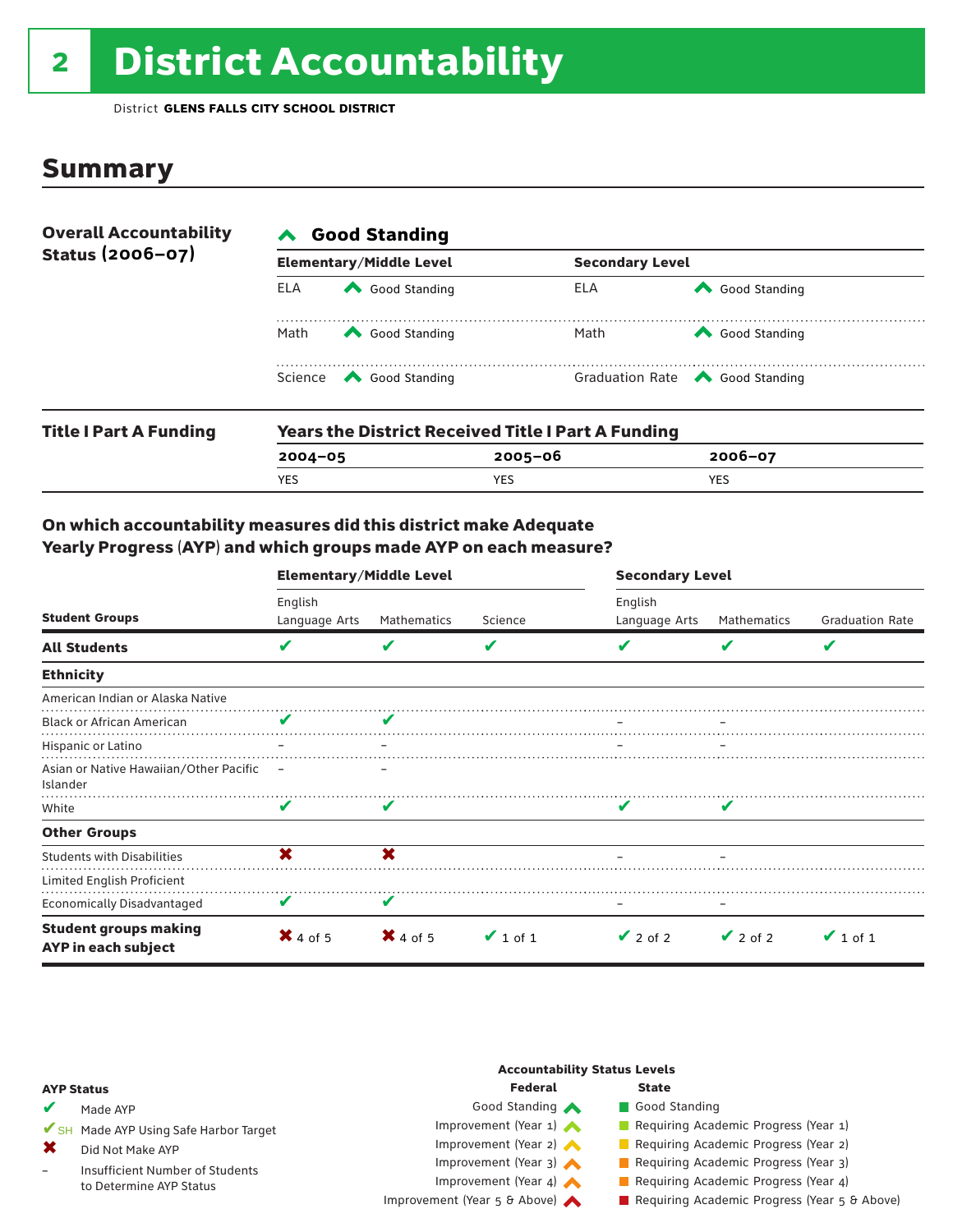# 2 District Accountability

District **GLENS FALLS CITY SCHOOL DISTRICT**

## Summary

**Overall Accountability Status (2006–07)**

**Good Standing**

| Elementary/Middle Level | | Secondary Level | |
|---|---|---|---|
| ELA | Good Standing | ELA | Good Standing |
| Math | Good Standing | Math | Good Standing |
| Science | Good Standing | Graduation Rate | Good Standing |

**Title I Part A Funding**

**Years the District Received Title I Part A Funding**

| 2004–05 | 2005–06 | 2006–07 |
|---|---|---|
| YES | YES | YES |

### On which accountability measures did this district make Adequate Yearly Progress (AYP) and which groups made AYP on each measure?

| Student Groups | Elementary/Middle Level: English Language Arts | Elementary/Middle Level: Mathematics | Elementary/Middle Level: Science | Secondary Level: English Language Arts | Secondary Level: Mathematics | Secondary Level: Graduation Rate |
|---|---|---|---|---|---|---|
| **All Students** | ✔ | ✔ | ✔ | ✔ | ✔ | ✔ |
| **Ethnicity** | | | | | | |
| American Indian or Alaska Native | | | | | | |
| Black or African American | ✔ | ✔ | | – | – | |
| Hispanic or Latino | – | – | | – | – | |
| Asian or Native Hawaiian/Other Pacific Islander | – | – | | | | |
| White | ✔ | ✔ | | ✔ | ✔ | |
| **Other Groups** | | | | | | |
| Students with Disabilities | ✖ | ✖ | | – | – | |
| Limited English Proficient | | | | | | |
| Economically Disadvantaged | ✔ | ✔ | | – | – | |
| **Student groups making AYP in each subject** | ✖ 4 of 5 | ✖ 4 of 5 | ✔ 1 of 1 | ✔ 2 of 2 | ✔ 2 of 2 | ✔ 1 of 1 |

**AYP Status**

- ✔ Made AYP
- ✔SH Made AYP Using Safe Harbor Target
- ✖ Did Not Make AYP
- – Insufficient Number of Students to Determine AYP Status

**Accountability Status Levels**

| Federal | State |
|---|---|
| Good Standing | Good Standing |
| Improvement (Year 1) | Requiring Academic Progress (Year 1) |
| Improvement (Year 2) | Requiring Academic Progress (Year 2) |
| Improvement (Year 3) | Requiring Academic Progress (Year 3) |
| Improvement (Year 4) | Requiring Academic Progress (Year 4) |
| Improvement (Year 5 & Above) | Requiring Academic Progress (Year 5 & Above) |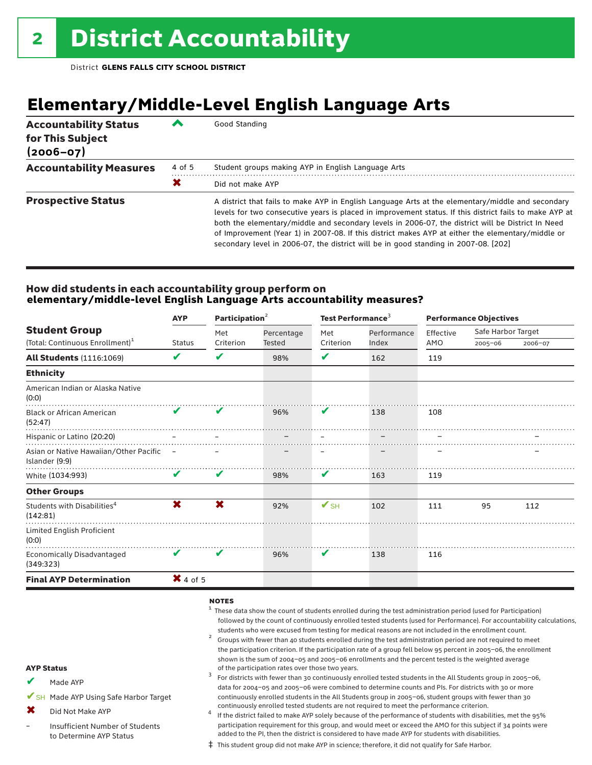# 2 District Accountability

District **GLENS FALLS CITY SCHOOL DISTRICT**

## Elementary/Middle-Level English Language Arts

| | | |
|---|---|---|
| **Accountability Status for This Subject (2006–07)** | ^ | Good Standing |
| **Accountability Measures** | 4 of 5 | Student groups making AYP in English Language Arts |
| | ✖ | Did not make AYP |
| **Prospective Status** | | A district that fails to make AYP in English Language Arts at the elementary/middle and secondary levels for two consecutive years is placed in improvement status. If this district fails to make AYP at both the elementary/middle and secondary levels in 2006-07, the district will be District In Need of Improvement (Year 1) in 2007-08. If this district makes AYP at either the elementary/middle or secondary level in 2006-07, the district will be in good standing in 2007-08. [202] |

### How did students in each accountability group perform on elementary/middle-level English Language Arts accountability measures?

| Student Group (Total: Continuous Enrollment)[1] | AYP Status | Participation[2] Met Criterion | Participation[2] Percentage Tested | Test Performance[3] Met Criterion | Test Performance[3] Performance Index | Performance Objectives Effective AMO | Safe Harbor Target 2005–06 | Safe Harbor Target 2006–07 |
|---|---|---|---|---|---|---|---|---|
| **All Students** (1116:1069) | ✔ | ✔ | 98% | ✔ | 162 | 119 | | |
| **Ethnicity** | | | | | | | | |
| American Indian or Alaska Native (0:0) | | | | | | | | |
| Black or African American (52:47) | ✔ | ✔ | 96% | ✔ | 138 | 108 | | |
| Hispanic or Latino (20:20) | – | – | – | – | – | – | | – |
| Asian or Native Hawaiian/Other Pacific Islander (9:9) | – | – | – | – | – | – | | – |
| White (1034:993) | ✔ | ✔ | 98% | ✔ | 163 | 119 | | |
| **Other Groups** | | | | | | | | |
| Students with Disabilities[4] (142:81) | ✖ | ✖ | 92% | ✔SH | 102 | 111 | 95 | 112 |
| Limited English Proficient (0:0) | | | | | | | | |
| Economically Disadvantaged (349:323) | ✔ | ✔ | 96% | ✔ | 138 | 116 | | |
| **Final AYP Determination** | ✖ 4 of 5 | | | | | | | |

**AYP Status**

- ✔ Made AYP
- ✔SH Made AYP Using Safe Harbor Target
- ✖ Did Not Make AYP
- – Insufficient Number of Students to Determine AYP Status

**NOTES**

[1] These data show the count of students enrolled during the test administration period (used for Participation) followed by the count of continuously enrolled tested students (used for Performance). For accountability calculations, students who were excused from testing for medical reasons are not included in the enrollment count.

[2] Groups with fewer than 40 students enrolled during the test administration period are not required to meet the participation criterion. If the participation rate of a group fell below 95 percent in 2005–06, the enrollment shown is the sum of 2004–05 and 2005–06 enrollments and the percent tested is the weighted average of the participation rates over those two years.

[3] For districts with fewer than 30 continuously enrolled tested students in the All Students group in 2005–06, data for 2004–05 and 2005–06 were combined to determine counts and PIs. For districts with 30 or more continuously enrolled students in the All Students group in 2005–06, student groups with fewer than 30 continuously enrolled tested students are not required to meet the performance criterion.

[4] If the district failed to make AYP solely because of the performance of students with disabilities, met the 95% participation requirement for this group, and would meet or exceed the AMO for this subject if 34 points were added to the PI, then the district is considered to have made AYP for students with disabilities.

‡ This student group did not make AYP in science; therefore, it did not qualify for Safe Harbor.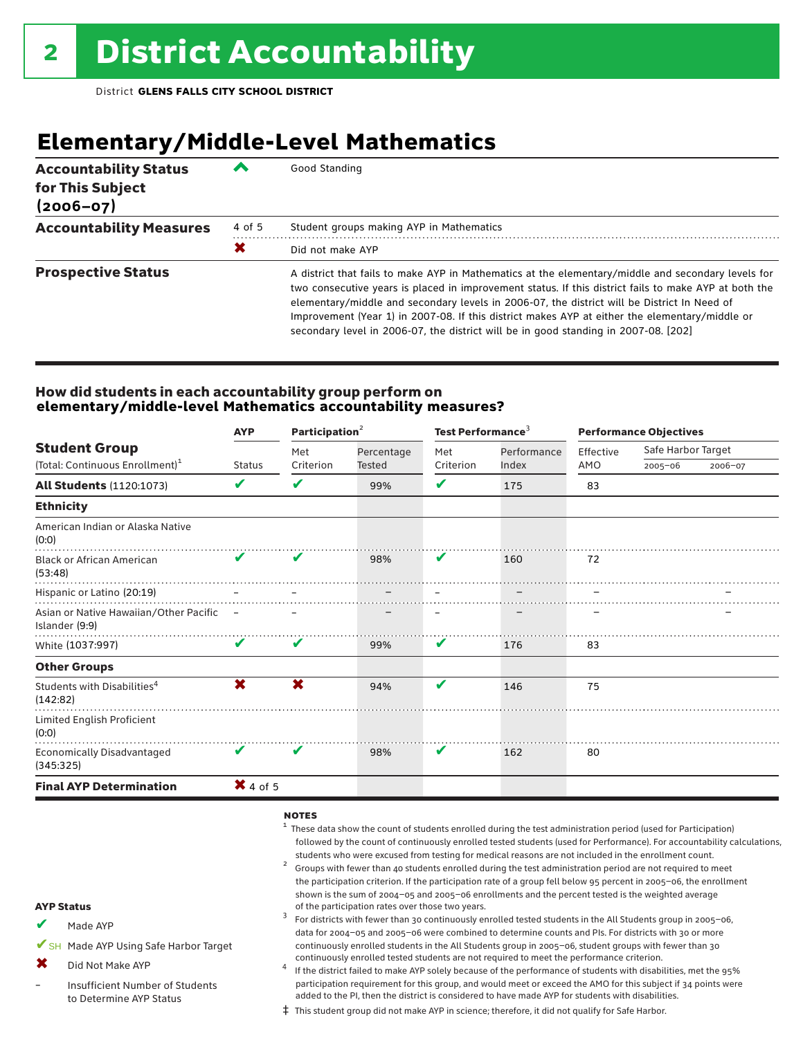# District Accountability

District **GLENS FALLS CITY SCHOOL DISTRICT**

## Elementary/Middle-Level Mathematics

| | | |
|---|---|---|
| **Accountability Status for This Subject (2006–07)** | ^ | Good Standing |
| **Accountability Measures** | 4 of 5 | Student groups making AYP in Mathematics |
| | ✖ | Did not make AYP |
| **Prospective Status** | | A district that fails to make AYP in Mathematics at the elementary/middle and secondary levels for two consecutive years is placed in improvement status. If this district fails to make AYP at both the elementary/middle and secondary levels in 2006-07, the district will be District In Need of Improvement (Year 1) in 2007-08. If this district makes AYP at either the elementary/middle or secondary level in 2006-07, the district will be in good standing in 2007-08. [202] |

### How did students in each accountability group perform on elementary/middle-level Mathematics accountability measures?

| Student Group (Total: Continuous Enrollment)[1] | AYP Status | Participation[2] Met Criterion | Participation[2] Percentage Tested | Test Performance[3] Met Criterion | Test Performance[3] Performance Index | Performance Objectives Effective AMO | Safe Harbor Target 2005–06 | Safe Harbor Target 2006–07 |
|---|---|---|---|---|---|---|---|---|
| **All Students** (1120:1073) | ✔ | ✔ | 99% | ✔ | 175 | 83 | | |
| **Ethnicity** | | | | | | | | |
| American Indian or Alaska Native (0:0) | | | | | | | | |
| Black or African American (53:48) | ✔ | ✔ | 98% | ✔ | 160 | 72 | | |
| Hispanic or Latino (20:19) | – | – | – | – | – | – | | – |
| Asian or Native Hawaiian/Other Pacific Islander (9:9) | – | – | – | – | – | – | | – |
| White (1037:997) | ✔ | ✔ | 99% | ✔ | 176 | 83 | | |
| **Other Groups** | | | | | | | | |
| Students with Disabilities[4] (142:82) | ✖ | ✖ | 94% | ✔ | 146 | 75 | | |
| Limited English Proficient (0:0) | | | | | | | | |
| Economically Disadvantaged (345:325) | ✔ | ✔ | 98% | ✔ | 162 | 80 | | |
| **Final AYP Determination** | ✖ 4 of 5 | | | | | | | |

**NOTES**

1. These data show the count of students enrolled during the test administration period (used for Participation) followed by the count of continuously enrolled tested students (used for Performance). For accountability calculations, students who were excused from testing for medical reasons are not included in the enrollment count.
2. Groups with fewer than 40 students enrolled during the test administration period are not required to meet the participation criterion. If the participation rate of a group fell below 95 percent in 2005–06, the enrollment shown is the sum of 2004–05 and 2005–06 enrollments and the percent tested is the weighted average of the participation rates over those two years.
3. For districts with fewer than 30 continuously enrolled tested students in the All Students group in 2005–06, data for 2004–05 and 2005–06 were combined to determine counts and PIs. For districts with 30 or more continuously enrolled students in the All Students group in 2005–06, student groups with fewer than 30 continuously enrolled tested students are not required to meet the performance criterion.
4. If the district failed to make AYP solely because of the performance of students with disabilities, met the 95% participation requirement for this group, and would meet or exceed the AMO for this subject if 34 points were added to the PI, then the district is considered to have made AYP for students with disabilities.

‡ This student group did not make AYP in science; therefore, it did not qualify for Safe Harbor.

**AYP Status**

- ✔ Made AYP
- ✔SH Made AYP Using Safe Harbor Target
- ✖ Did Not Make AYP
- – Insufficient Number of Students to Determine AYP Status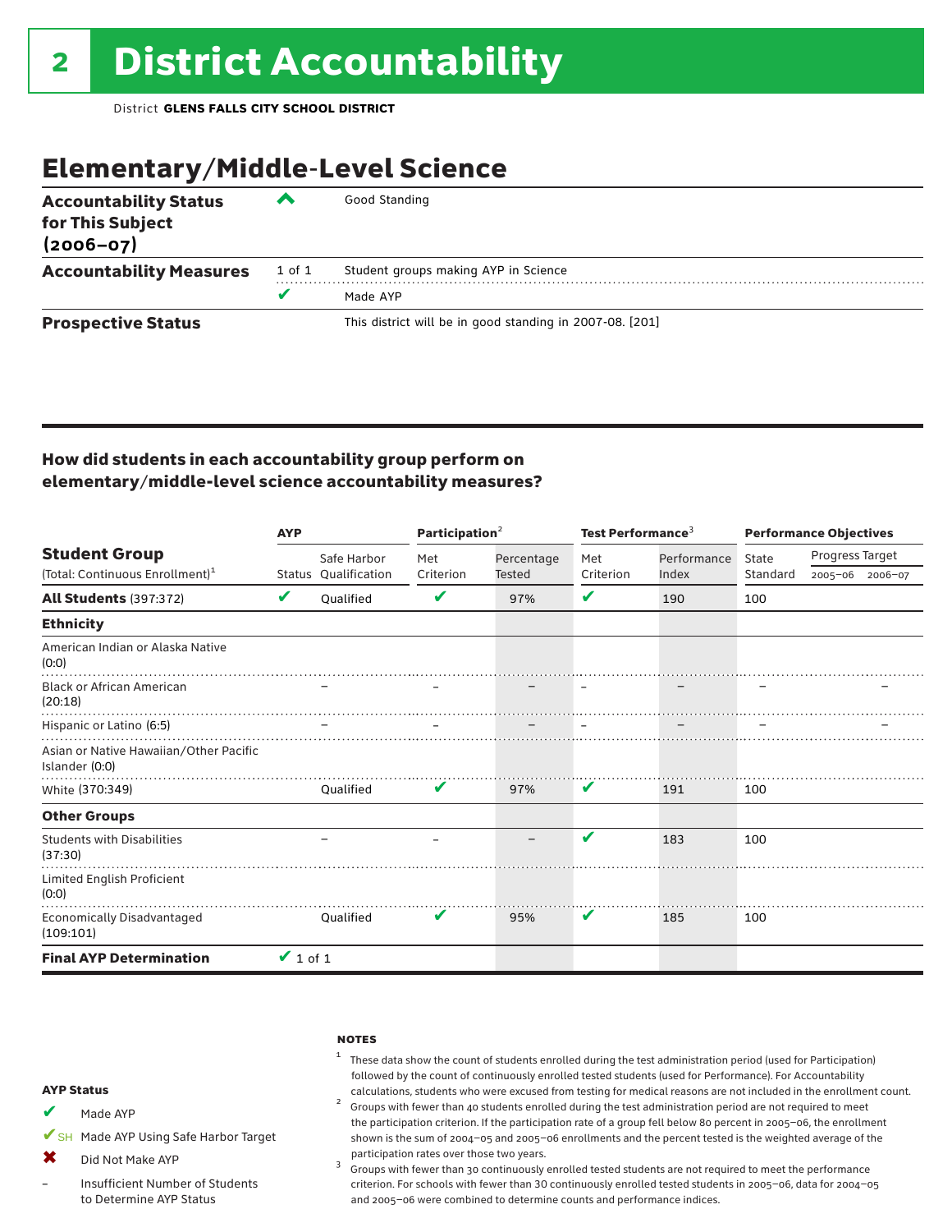# 2 District Accountability

District **GLENS FALLS CITY SCHOOL DISTRICT**

## Elementary/Middle-Level Science

| | | |
|---|---|---|
| **Accountability Status for This Subject (2006–07)** | ⌃ | Good Standing |
| **Accountability Measures** | 1 of 1 | Student groups making AYP in Science |
| | ✔ | Made AYP |
| **Prospective Status** | | This district will be in good standing in 2007-08. [201] |

### How did students in each accountability group perform on elementary/middle-level science accountability measures?

| Student Group (Total: Continuous Enrollment)[1] | AYP Status | AYP Safe Harbor Qualification | Participation[2] Met Criterion | Participation[2] Percentage Tested | Test Performance[3] Met Criterion | Test Performance[3] Performance Index | Performance Objectives State Standard | Progress Target 2005–06 | Progress Target 2006–07 |
|---|---|---|---|---|---|---|---|---|---|
| **All Students** (397:372) | ✔ | Qualified | ✔ | 97% | ✔ | 190 | 100 | | |
| **Ethnicity** | | | | | | | | | |
| American Indian or Alaska Native (0:0) | | | | | | | | | |
| Black or African American (20:18) | | – | – | – | – | – | – | | – |
| Hispanic or Latino (6:5) | | – | – | – | – | – | – | | – |
| Asian or Native Hawaiian/Other Pacific Islander (0:0) | | | | | | | | | |
| White (370:349) | | Qualified | ✔ | 97% | ✔ | 191 | 100 | | |
| **Other Groups** | | | | | | | | | |
| Students with Disabilities (37:30) | | – | – | – | ✔ | 183 | 100 | | |
| Limited English Proficient (0:0) | | | | | | | | | |
| Economically Disadvantaged (109:101) | | Qualified | ✔ | 95% | ✔ | 185 | 100 | | |
| **Final AYP Determination** | ✔ 1 of 1 | | | | | | | | |

**AYP Status**

- ✔ Made AYP
- ✔SH Made AYP Using Safe Harbor Target
- ✖ Did Not Make AYP
- – Insufficient Number of Students to Determine AYP Status

**NOTES**

[1] These data show the count of students enrolled during the test administration period (used for Participation) followed by the count of continuously enrolled tested students (used for Performance). For Accountability calculations, students who were excused from testing for medical reasons are not included in the enrollment count.

[2] Groups with fewer than 40 students enrolled during the test administration period are not required to meet the participation criterion. If the participation rate of a group fell below 80 percent in 2005–06, the enrollment shown is the sum of 2004–05 and 2005–06 enrollments and the percent tested is the weighted average of the participation rates over those two years.

[3] Groups with fewer than 30 continuously enrolled tested students are not required to meet the performance criterion. For schools with fewer than 30 continuously enrolled tested students in 2005–06, data for 2004–05 and 2005–06 were combined to determine counts and performance indices.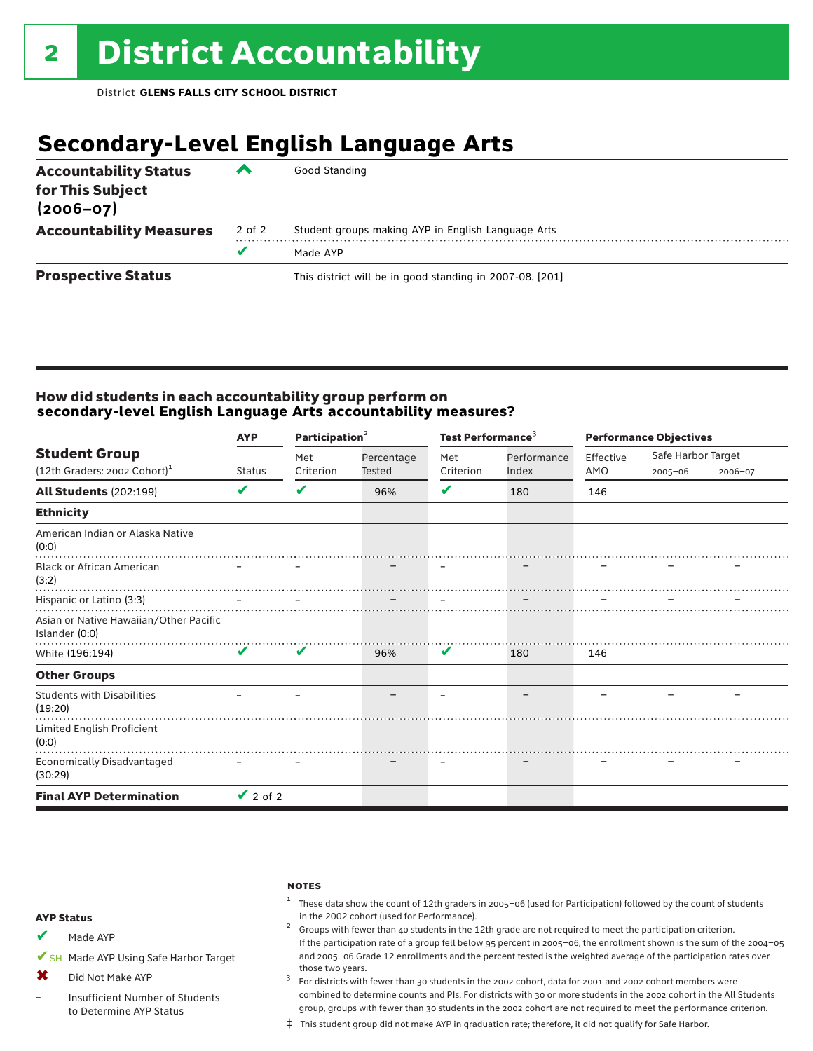# 2 District Accountability

District **GLENS FALLS CITY SCHOOL DISTRICT**

## Secondary-Level English Language Arts

| | | |
|---|---|---|
| **Accountability Status for This Subject (2006–07)** | ^ | Good Standing |
| **Accountability Measures** | 2 of 2 | Student groups making AYP in English Language Arts |
| | ✔ | Made AYP |
| **Prospective Status** | | This district will be in good standing in 2007-08. [201] |

### How did students in each accountability group perform on secondary-level English Language Arts accountability measures?

| Student Group (12th Graders: 2002 Cohort)[1] | AYP | Participation[2] | | Test Performance[3] | | Performance Objectives | | |
|---|---|---|---|---|---|---|---|---|
| | Status | Met Criterion | Percentage Tested | Met Criterion | Performance Index | Effective AMO | Safe Harbor Target 2005–06 | Safe Harbor Target 2006–07 |
| **All Students** (202:199) | ✔ | ✔ | 96% | ✔ | 180 | 146 | | |
| **Ethnicity** | | | | | | | | |
| American Indian or Alaska Native (0:0) | | | | | | | | |
| Black or African American (3:2) | – | – | – | – | – | – | – | – |
| Hispanic or Latino (3:3) | – | – | – | – | – | – | – | – |
| Asian or Native Hawaiian/Other Pacific Islander (0:0) | | | | | | | | |
| White (196:194) | ✔ | ✔ | 96% | ✔ | 180 | 146 | | |
| **Other Groups** | | | | | | | | |
| Students with Disabilities (19:20) | – | – | – | – | – | – | – | – |
| Limited English Proficient (0:0) | | | | | | | | |
| Economically Disadvantaged (30:29) | – | – | – | – | – | – | – | – |
| **Final AYP Determination** | ✔ 2 of 2 | | | | | | | |

**AYP Status**

- ✔ Made AYP
- ✔SH Made AYP Using Safe Harbor Target
- ✖ Did Not Make AYP
- – Insufficient Number of Students to Determine AYP Status

**NOTES**

1. These data show the count of 12th graders in 2005–06 (used for Participation) followed by the count of students in the 2002 cohort (used for Performance).
2. Groups with fewer than 40 students in the 12th grade are not required to meet the participation criterion. If the participation rate of a group fell below 95 percent in 2005–06, the enrollment shown is the sum of the 2004–05 and 2005–06 Grade 12 enrollments and the percent tested is the weighted average of the participation rates over those two years.
3. For districts with fewer than 30 students in the 2002 cohort, data for 2001 and 2002 cohort members were combined to determine counts and PIs. For districts with 30 or more students in the 2002 cohort in the All Students group, groups with fewer than 30 students in the 2002 cohort are not required to meet the performance criterion.

‡ This student group did not make AYP in graduation rate; therefore, it did not qualify for Safe Harbor.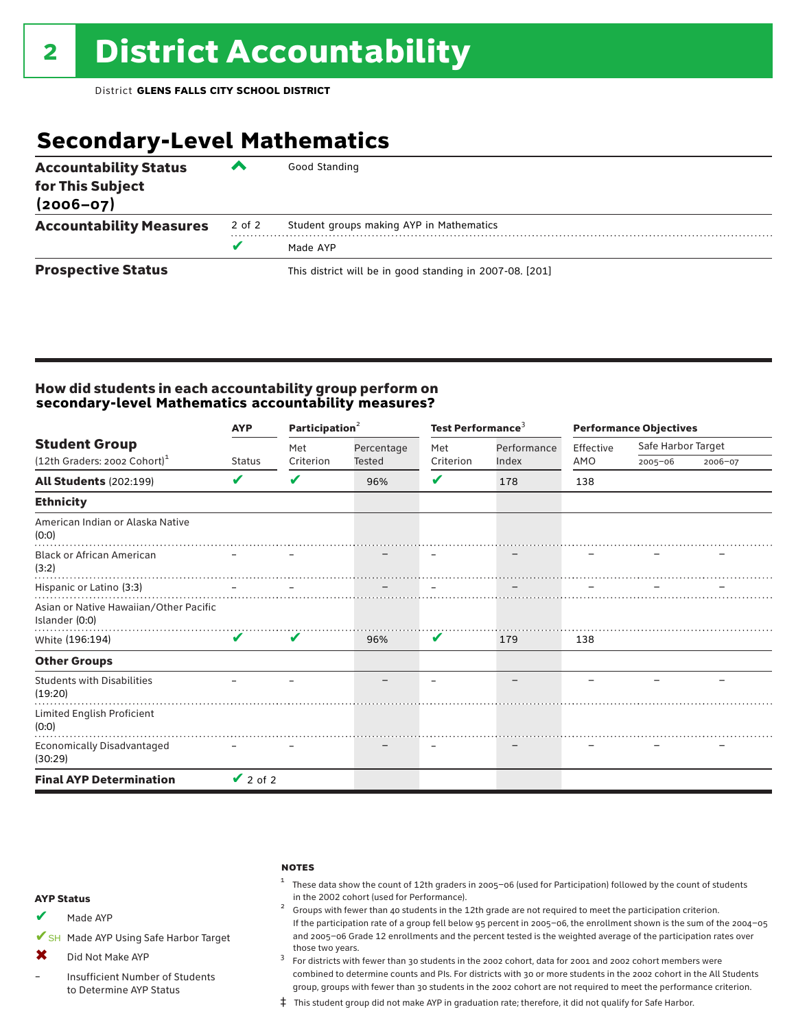# 2 District Accountability

District **GLENS FALLS CITY SCHOOL DISTRICT**

## Secondary-Level Mathematics

| | | |
|---|---|---|
| **Accountability Status for This Subject (2006–07)** | ^ | Good Standing |
| **Accountability Measures** | 2 of 2 | Student groups making AYP in Mathematics |
| | ✔ | Made AYP |
| **Prospective Status** | | This district will be in good standing in 2007-08. [201] |

### How did students in each accountability group perform on secondary-level Mathematics accountability measures?

| Student Group (12th Graders: 2002 Cohort)[1] | AYP | Participation[2] | | Test Performance[3] | | Performance Objectives | | |
|---|---|---|---|---|---|---|---|---|
| | Status | Met Criterion | Percentage Tested | Met Criterion | Performance Index | Effective AMO | Safe Harbor Target 2005–06 | Safe Harbor Target 2006–07 |
| **All Students** (202:199) | ✔ | ✔ | 96% | ✔ | 178 | 138 | | |
| **Ethnicity** | | | | | | | | |
| American Indian or Alaska Native (0:0) | | | | | | | | |
| Black or African American (3:2) | – | – | – | – | – | – | – | – |
| Hispanic or Latino (3:3) | – | – | – | – | – | – | – | – |
| Asian or Native Hawaiian/Other Pacific Islander (0:0) | | | | | | | | |
| White (196:194) | ✔ | ✔ | 96% | ✔ | 179 | 138 | | |
| **Other Groups** | | | | | | | | |
| Students with Disabilities (19:20) | – | – | – | – | – | – | – | – |
| Limited English Proficient (0:0) | | | | | | | | |
| Economically Disadvantaged (30:29) | – | – | – | – | – | – | – | – |
| **Final AYP Determination** | ✔ 2 of 2 | | | | | | | |

**AYP Status**

- ✔ Made AYP
- ✔SH Made AYP Using Safe Harbor Target
- ✖ Did Not Make AYP
- – Insufficient Number of Students to Determine AYP Status

**NOTES**

1. These data show the count of 12th graders in 2005–06 (used for Participation) followed by the count of students in the 2002 cohort (used for Performance).
2. Groups with fewer than 40 students in the 12th grade are not required to meet the participation criterion. If the participation rate of a group fell below 95 percent in 2005–06, the enrollment shown is the sum of the 2004–05 and 2005–06 Grade 12 enrollments and the percent tested is the weighted average of the participation rates over those two years.
3. For districts with fewer than 30 students in the 2002 cohort, data for 2001 and 2002 cohort members were combined to determine counts and PIs. For districts with 30 or more students in the 2002 cohort in the All Students group, groups with fewer than 30 students in the 2002 cohort are not required to meet the performance criterion.

‡ This student group did not make AYP in graduation rate; therefore, it did not qualify for Safe Harbor.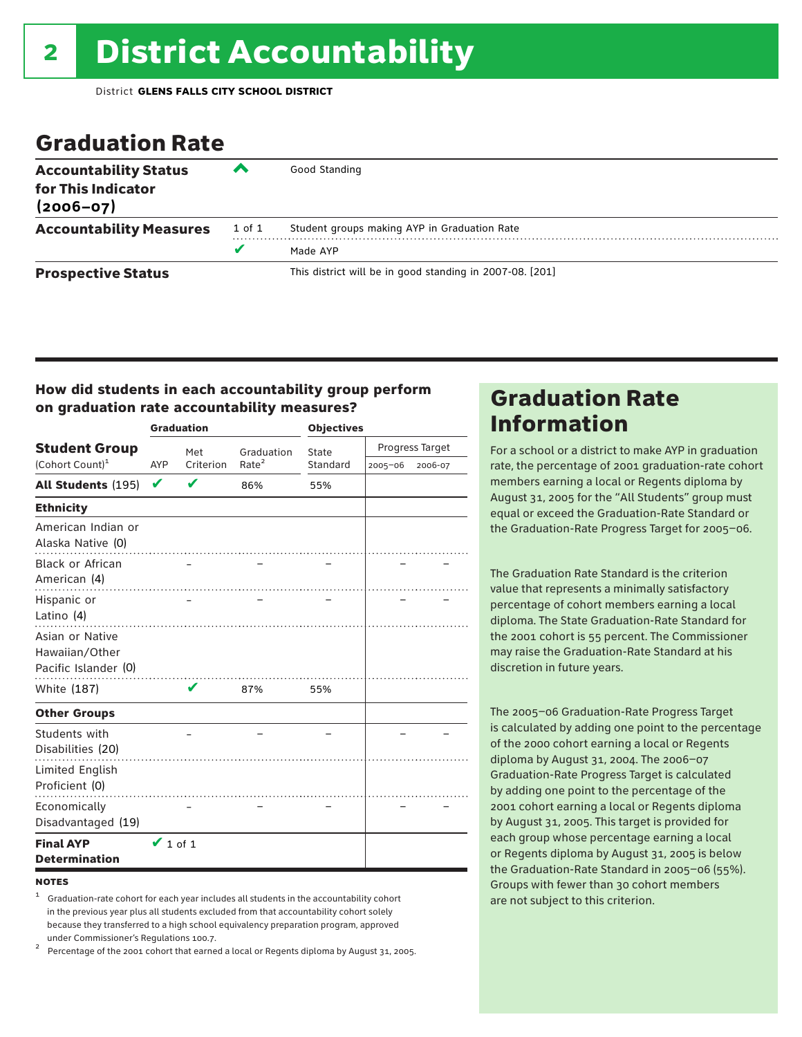# 2 District Accountability

District **GLENS FALLS CITY SCHOOL DISTRICT**

## Graduation Rate

| | | |
|---|---|---|
| **Accountability Status for This Indicator (2006–07)** | ^ | Good Standing |
| **Accountability Measures** | 1 of 1 | Student groups making AYP in Graduation Rate |
| | ✔ | Made AYP |
| **Prospective Status** | | This district will be in good standing in 2007-08. [201] |

### How did students in each accountability group perform on graduation rate accountability measures?

| Student Group (Cohort Count)[1] | Graduation: AYP | Graduation: Met Criterion | Graduation: Graduation Rate[2] | Objectives: State Standard | Objectives: Progress Target 2005–06 | Objectives: Progress Target 2006-07 |
|---|---|---|---|---|---|---|
| **All Students** (195) | ✔ | ✔ | 86% | 55% | | |
| **Ethnicity** | | | | | | |
| American Indian or Alaska Native (0) | | | | | | |
| Black or African American (4) | | – | – | – | – | – |
| Hispanic or Latino (4) | | – | – | – | – | – |
| Asian or Native Hawaiian/Other Pacific Islander (0) | | | | | | |
| White (187) | | ✔ | 87% | 55% | | |
| **Other Groups** | | | | | | |
| Students with Disabilities (20) | | – | – | – | – | – |
| Limited English Proficient (0) | | | | | | |
| Economically Disadvantaged (19) | | – | – | – | – | – |
| **Final AYP Determination** | ✔ 1 of 1 | | | | | |

**NOTES**

[1] Graduation-rate cohort for each year includes all students in the accountability cohort in the previous year plus all students excluded from that accountability cohort solely because they transferred to a high school equivalency preparation program, approved under Commissioner's Regulations 100.7.

[2] Percentage of the 2001 cohort that earned a local or Regents diploma by August 31, 2005.

## Graduation Rate Information

For a school or a district to make AYP in graduation rate, the percentage of 2001 graduation-rate cohort members earning a local or Regents diploma by August 31, 2005 for the "All Students" group must equal or exceed the Graduation-Rate Standard or the Graduation-Rate Progress Target for 2005–06.

The Graduation Rate Standard is the criterion value that represents a minimally satisfactory percentage of cohort members earning a local diploma. The State Graduation-Rate Standard for the 2001 cohort is 55 percent. The Commissioner may raise the Graduation-Rate Standard at his discretion in future years.

The 2005–06 Graduation-Rate Progress Target is calculated by adding one point to the percentage of the 2000 cohort earning a local or Regents diploma by August 31, 2004. The 2006–07 Graduation-Rate Progress Target is calculated by adding one point to the percentage of the 2001 cohort earning a local or Regents diploma by August 31, 2005. This target is provided for each group whose percentage earning a local or Regents diploma by August 31, 2005 is below the Graduation-Rate Standard in 2005–06 (55%). Groups with fewer than 30 cohort members are not subject to this criterion.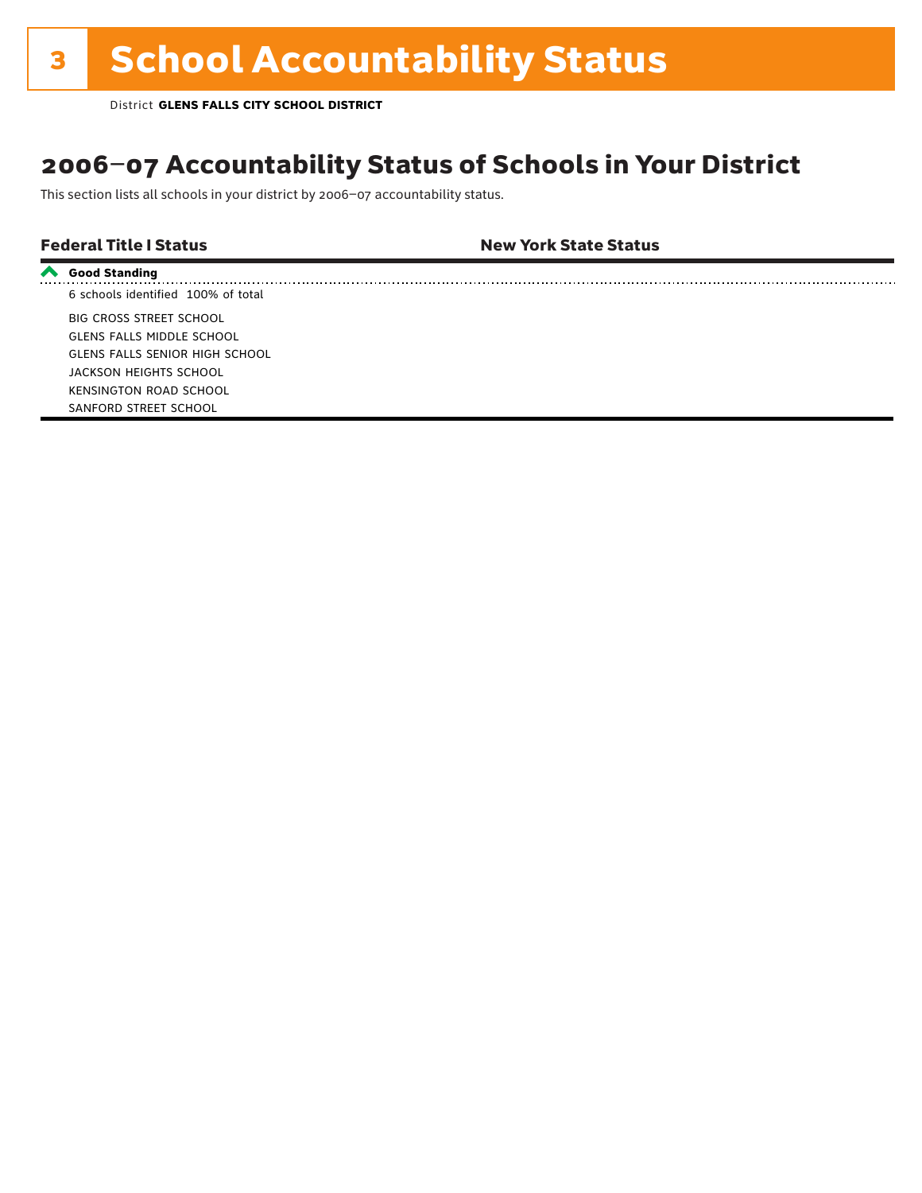# 3 School Accountability Status

District **GLENS FALLS CITY SCHOOL DISTRICT**

## 2006–07 Accountability Status of Schools in Your District

This section lists all schools in your district by 2006–07 accountability status.

| Federal Title I Status | New York State Status |
|---|---|
| **Good Standing** | |
| 6 schools identified 100% of total | |
| BIG CROSS STREET SCHOOL | |
| GLENS FALLS MIDDLE SCHOOL | |
| GLENS FALLS SENIOR HIGH SCHOOL | |
| JACKSON HEIGHTS SCHOOL | |
| KENSINGTON ROAD SCHOOL | |
| SANFORD STREET SCHOOL | |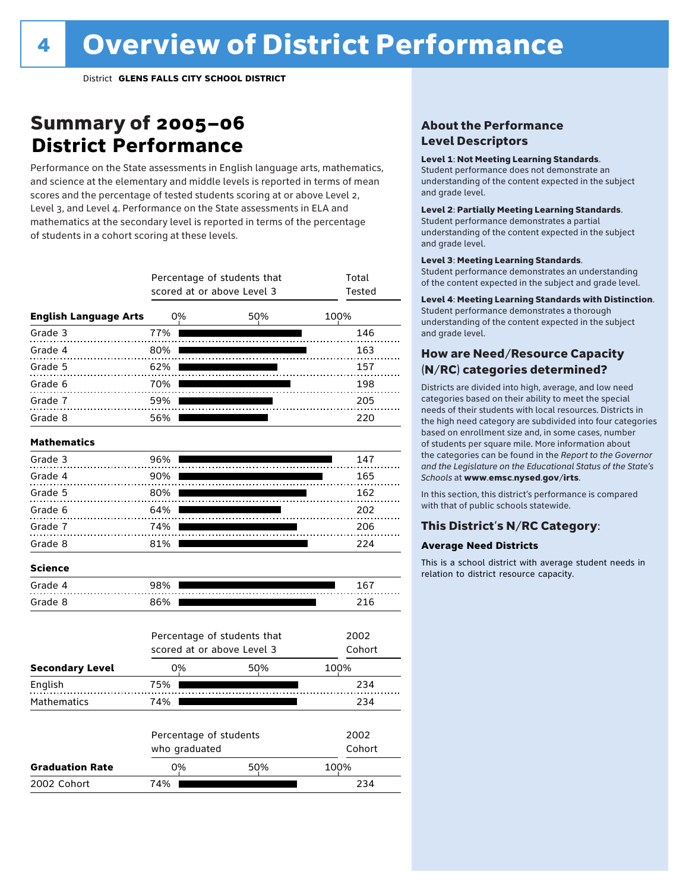# Overview of District Performance

District **GLENS FALLS CITY SCHOOL DISTRICT**

## Summary of 2005–06 District Performance

Performance on the State assessments in English language arts, mathematics, and science at the elementary and middle levels is reported in terms of mean scores and the percentage of tested students scoring at or above Level 2, Level 3, and Level 4. Performance on the State assessments in ELA and mathematics at the secondary level is reported in terms of the percentage of students in a cohort scoring at these levels.

| | Percentage of students that scored at or above Level 3 | Total Tested |
|---|---|---|
| **English Language Arts** | | |
| Grade 3 | 77% | 146 |
| Grade 4 | 80% | 163 |
| Grade 5 | 62% | 157 |
| Grade 6 | 70% | 198 |
| Grade 7 | 59% | 205 |
| Grade 8 | 56% | 220 |
| **Mathematics** | | |
| Grade 3 | 96% | 147 |
| Grade 4 | 90% | 165 |
| Grade 5 | 80% | 162 |
| Grade 6 | 64% | 202 |
| Grade 7 | 74% | 206 |
| Grade 8 | 81% | 224 |
| **Science** | | |
| Grade 4 | 98% | 167 |
| Grade 8 | 86% | 216 |

| Secondary Level | Percentage of students that scored at or above Level 3 | 2002 Cohort |
|---|---|---|
| English | 75% | 234 |
| Mathematics | 74% | 234 |

| Graduation Rate | Percentage of students who graduated | 2002 Cohort |
|---|---|---|
| 2002 Cohort | 74% | 234 |

### About the Performance Level Descriptors

**Level 1: Not Meeting Learning Standards.** Student performance does not demonstrate an understanding of the content expected in the subject and grade level.

**Level 2: Partially Meeting Learning Standards.** Student performance demonstrates a partial understanding of the content expected in the subject and grade level.

**Level 3: Meeting Learning Standards.** Student performance demonstrates an understanding of the content expected in the subject and grade level.

**Level 4: Meeting Learning Standards with Distinction.** Student performance demonstrates a thorough understanding of the content expected in the subject and grade level.

### How are Need/Resource Capacity (N/RC) categories determined?

Districts are divided into high, average, and low need categories based on their ability to meet the special needs of their students with local resources. Districts in the high need category are subdivided into four categories based on enrollment size and, in some cases, number of students per square mile. More information about the categories can be found in the *Report to the Governor and the Legislature on the Educational Status of the State's Schools* at **www.emsc.nysed.gov/irts**.

In this section, this district's performance is compared with that of public schools statewide.

### This District's N/RC Category:

**Average Need Districts**

This is a school district with average student needs in relation to district resource capacity.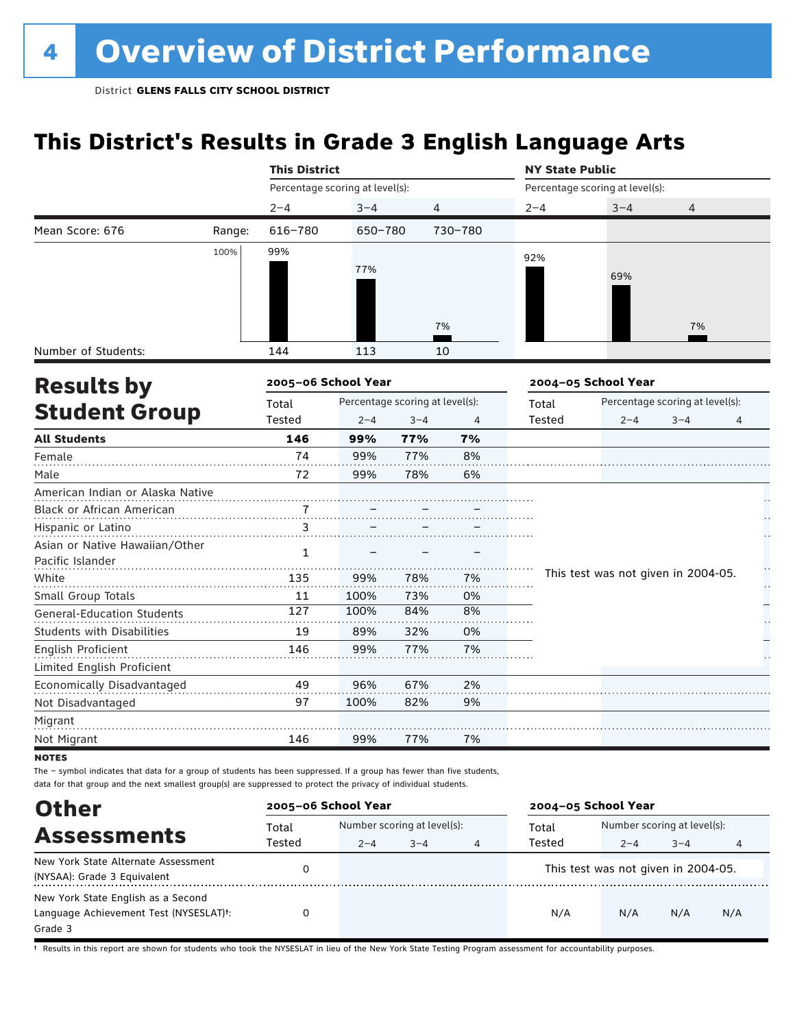# 4 Overview of District Performance

District **GLENS FALLS CITY SCHOOL DISTRICT**

## This District's Results in Grade 3 English Language Arts

| | | This District | | | NY State Public | | |
|---|---|---|---|---|---|---|---|
| | | Percentage scoring at level(s): | | | Percentage scoring at level(s): | | |
| | | 2–4 | 3–4 | 4 | 2–4 | 3–4 | 4 |
| Mean Score: 676 | Range: | 616–780 | 650–780 | 730–780 | | | |
| | | 99% | 77% | 7% | 92% | 69% | 7% |
| Number of Students: | | 144 | 113 | 10 | | | |

## Results by Student Group

| | 2005–06 School Year | | | | 2004–05 School Year | | | |
|---|---|---|---|---|---|---|---|---|
| | Total Tested | Percentage scoring at level(s): 2–4 | 3–4 | 4 | Total Tested | Percentage scoring at level(s): 2–4 | 3–4 | 4 |
| **All Students** | **146** | **99%** | **77%** | **7%** | | | | |
| Female | 74 | 99% | 77% | 8% | | | | |
| Male | 72 | 99% | 78% | 6% | | | | |
| American Indian or Alaska Native | | | | | This test was not given in 2004-05. | | | |
| Black or African American | 7 | – | – | – | | | | |
| Hispanic or Latino | 3 | – | – | – | | | | |
| Asian or Native Hawaiian/Other Pacific Islander | 1 | – | – | – | | | | |
| White | 135 | 99% | 78% | 7% | | | | |
| Small Group Totals | 11 | 100% | 73% | 0% | | | | |
| General-Education Students | 127 | 100% | 84% | 8% | | | | |
| Students with Disabilities | 19 | 89% | 32% | 0% | | | | |
| English Proficient | 146 | 99% | 77% | 7% | | | | |
| Limited English Proficient | | | | | | | | |
| Economically Disadvantaged | 49 | 96% | 67% | 2% | | | | |
| Not Disadvantaged | 97 | 100% | 82% | 9% | | | | |
| Migrant | | | | | | | | |
| Not Migrant | 146 | 99% | 77% | 7% | | | | |

**NOTES**

The – symbol indicates that data for a group of students has been suppressed. If a group has fewer than five students, data for that group and the next smallest group(s) are suppressed to protect the privacy of individual students.

## Other Assessments

| | 2005–06 School Year | | | | 2004–05 School Year | | | |
|---|---|---|---|---|---|---|---|---|
| | Total Tested | Number scoring at level(s): 2–4 | 3–4 | 4 | Total Tested | Number scoring at level(s): 2–4 | 3–4 | 4 |
| New York State Alternate Assessment (NYSAA): Grade 3 Equivalent | 0 | | | | This test was not given in 2004-05. | | | |
| New York State English as a Second Language Achievement Test (NYSESLAT)†: Grade 3 | 0 | | | | N/A | N/A | N/A | N/A |

† Results in this report are shown for students who took the NYSESLAT in lieu of the New York State Testing Program assessment for accountability purposes.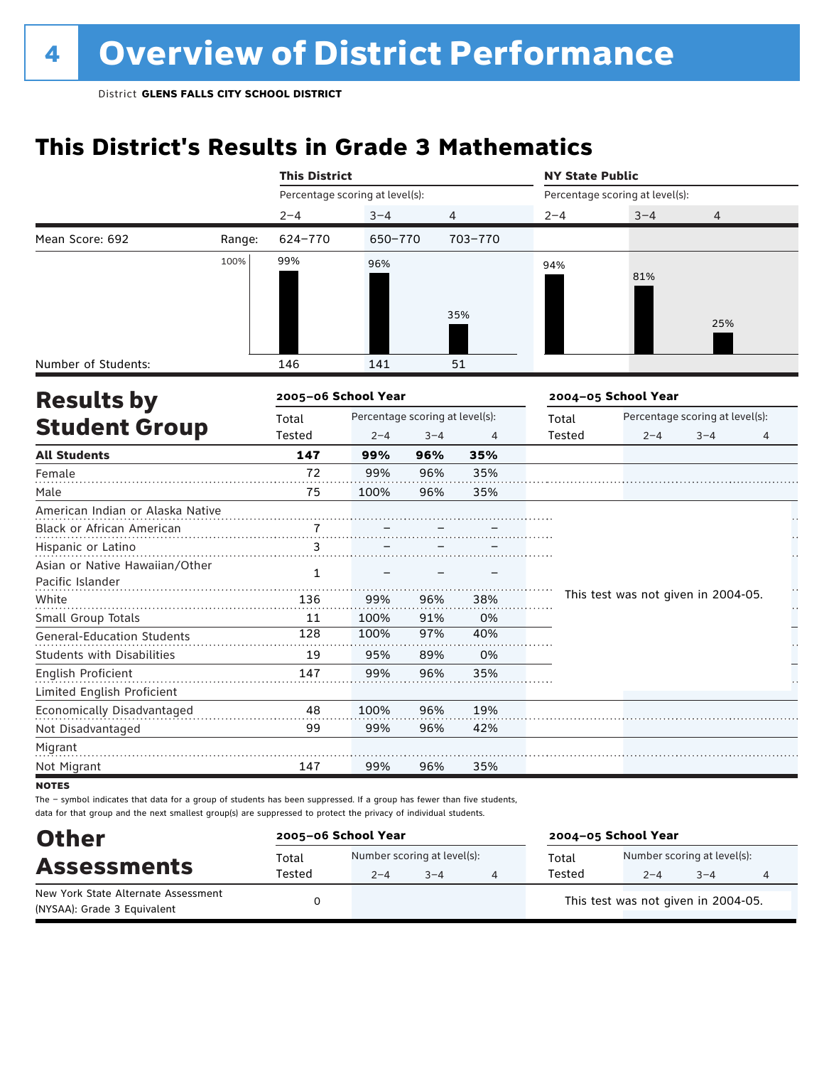# 4 Overview of District Performance

District **GLENS FALLS CITY SCHOOL DISTRICT**

## This District's Results in Grade 3 Mathematics

| | | This District | | | NY State Public | | |
|---|---|---|---|---|---|---|---|
| | | Percentage scoring at level(s): | | | Percentage scoring at level(s): | | |
| | | 2–4 | 3–4 | 4 | 2–4 | 3–4 | 4 |
| Mean Score: 692 | Range: | 624–770 | 650–770 | 703–770 | | | |
| | | 99% | 96% | 35% | 94% | 81% | 25% |
| Number of Students: | | 146 | 141 | 51 | | | |

## Results by Student Group

| | 2005–06 School Year | | | | 2004–05 School Year | | | |
|---|---|---|---|---|---|---|---|---|
| | Total Tested | Percentage scoring at level(s): 2–4 | 3–4 | 4 | Total Tested | Percentage scoring at level(s): 2–4 | 3–4 | 4 |
| **All Students** | **147** | **99%** | **96%** | **35%** | | | | |
| Female | 72 | 99% | 96% | 35% | | | | |
| Male | 75 | 100% | 96% | 35% | | | | |
| American Indian or Alaska Native | | | | | This test was not given in 2004-05. | | | |
| Black or African American | 7 | – | – | – | | | | |
| Hispanic or Latino | 3 | – | – | – | | | | |
| Asian or Native Hawaiian/Other Pacific Islander | 1 | – | – | – | | | | |
| White | 136 | 99% | 96% | 38% | | | | |
| Small Group Totals | 11 | 100% | 91% | 0% | | | | |
| General-Education Students | 128 | 100% | 97% | 40% | | | | |
| Students with Disabilities | 19 | 95% | 89% | 0% | | | | |
| English Proficient | 147 | 99% | 96% | 35% | | | | |
| Limited English Proficient | | | | | | | | |
| Economically Disadvantaged | 48 | 100% | 96% | 19% | | | | |
| Not Disadvantaged | 99 | 99% | 96% | 42% | | | | |
| Migrant | | | | | | | | |
| Not Migrant | 147 | 99% | 96% | 35% | | | | |

**NOTES**

The – symbol indicates that data for a group of students has been suppressed. If a group has fewer than five students, data for that group and the next smallest group(s) are suppressed to protect the privacy of individual students.

## Other Assessments

| | 2005–06 School Year | | | | 2004–05 School Year | | | |
|---|---|---|---|---|---|---|---|---|
| | Total Tested | Number scoring at level(s): 2–4 | 3–4 | 4 | Total Tested | Number scoring at level(s): 2–4 | 3–4 | 4 |
| New York State Alternate Assessment (NYSAA): Grade 3 Equivalent | 0 | | | | This test was not given in 2004-05. | | | |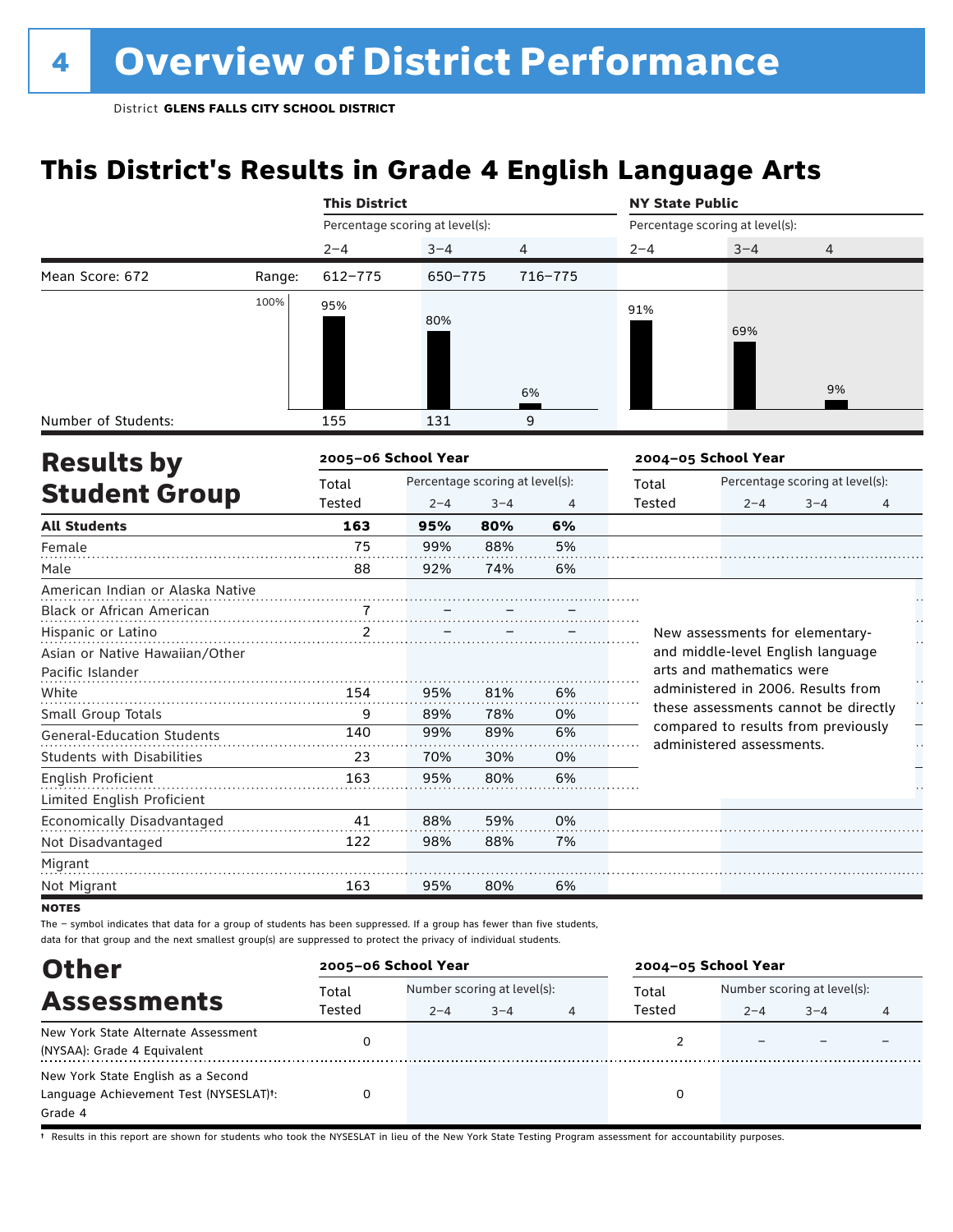# 4 Overview of District Performance

District **GLENS FALLS CITY SCHOOL DISTRICT**

## This District's Results in Grade 4 English Language Arts

| | | This District | | | NY State Public | | |
|---|---|---|---|---|---|---|---|
| | | Percentage scoring at level(s): | | | Percentage scoring at level(s): | | |
| | | 2–4 | 3–4 | 4 | 2–4 | 3–4 | 4 |
| Mean Score: 672 | Range: | 612–775 | 650–775 | 716–775 | | | |
| | | 95% | 80% | 6% | 91% | 69% | 9% |
| Number of Students: | | 155 | 131 | 9 | | | |

## Results by Student Group

| | 2005–06 School Year | | | | 2004–05 School Year | | | |
|---|---|---|---|---|---|---|---|---|
| | Total Tested | Percentage scoring at level(s): 2–4 | 3–4 | 4 | Total Tested | Percentage scoring at level(s): 2–4 | 3–4 | 4 |
| **All Students** | **163** | **95%** | **80%** | **6%** | | | | |
| Female | 75 | 99% | 88% | 5% | | | | |
| Male | 88 | 92% | 74% | 6% | | | | |
| American Indian or Alaska Native | | | | | | | | |
| Black or African American | 7 | – | – | – | | | | |
| Hispanic or Latino | 2 | – | – | – | | | | |
| Asian or Native Hawaiian/Other Pacific Islander | | | | | | | | |
| White | 154 | 95% | 81% | 6% | | | | |
| Small Group Totals | 9 | 89% | 78% | 0% | | | | |
| General-Education Students | 140 | 99% | 89% | 6% | | | | |
| Students with Disabilities | 23 | 70% | 30% | 0% | | | | |
| English Proficient | 163 | 95% | 80% | 6% | | | | |
| Limited English Proficient | | | | | | | | |
| Economically Disadvantaged | 41 | 88% | 59% | 0% | | | | |
| Not Disadvantaged | 122 | 98% | 88% | 7% | | | | |
| Migrant | | | | | | | | |
| Not Migrant | 163 | 95% | 80% | 6% | | | | |

New assessments for elementary- and middle-level English language arts and mathematics were administered in 2006. Results from these assessments cannot be directly compared to results from previously administered assessments.

**NOTES**

The – symbol indicates that data for a group of students has been suppressed. If a group has fewer than five students, data for that group and the next smallest group(s) are suppressed to protect the privacy of individual students.

## Other Assessments

| | 2005–06 School Year | | | | 2004–05 School Year | | | |
|---|---|---|---|---|---|---|---|---|
| | Total Tested | Number scoring at level(s): 2–4 | 3–4 | 4 | Total Tested | Number scoring at level(s): 2–4 | 3–4 | 4 |
| New York State Alternate Assessment (NYSAA): Grade 4 Equivalent | 0 | | | | 2 | – | – | – |
| New York State English as a Second Language Achievement Test (NYSESLAT)†: Grade 4 | 0 | | | | 0 | | | |

† Results in this report are shown for students who took the NYSESLAT in lieu of the New York State Testing Program assessment for accountability purposes.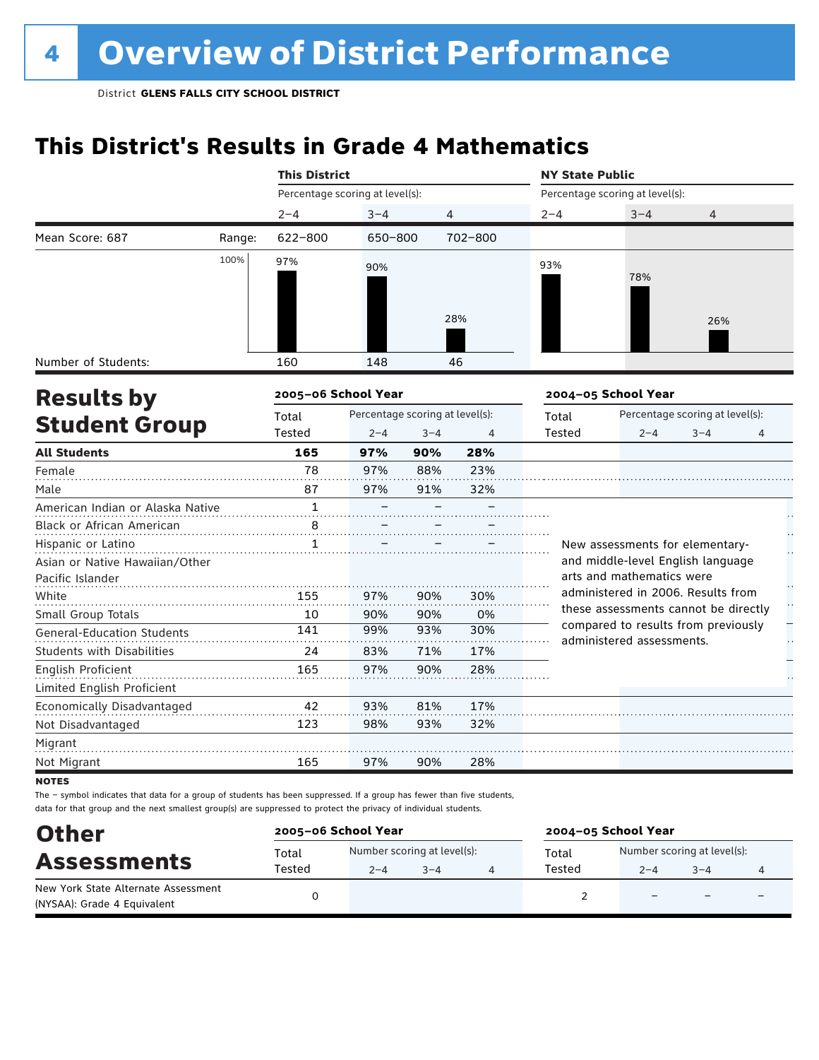# 4 Overview of District Performance

District **GLENS FALLS CITY SCHOOL DISTRICT**

## This District's Results in Grade 4 Mathematics

| | | This District | | | NY State Public | | |
|---|---|---|---|---|---|---|---|
| | | Percentage scoring at level(s): | | | Percentage scoring at level(s): | | |
| | | 2–4 | 3–4 | 4 | 2–4 | 3–4 | 4 |
| Mean Score: 687 | Range: | 622–800 | 650–800 | 702–800 | | | |
| | | 97% | 90% | 28% | 93% | 78% | 26% |
| Number of Students: | | 160 | 148 | 46 | | | |

## Results by Student Group

| | 2005–06 School Year | | | | 2004–05 School Year | | | |
|---|---|---|---|---|---|---|---|---|
| | Total Tested | Percentage scoring at level(s): 2–4 | 3–4 | 4 | Total Tested | Percentage scoring at level(s): 2–4 | 3–4 | 4 |
| **All Students** | **165** | **97%** | **90%** | **28%** | | | | |
| Female | 78 | 97% | 88% | 23% | | | | |
| Male | 87 | 97% | 91% | 32% | | | | |
| American Indian or Alaska Native | 1 | – | – | – | | | | |
| Black or African American | 8 | – | – | – | | | | |
| Hispanic or Latino | 1 | – | – | – | | | | |
| Asian or Native Hawaiian/Other Pacific Islander | | | | | | | | |
| White | 155 | 97% | 90% | 30% | | | | |
| Small Group Totals | 10 | 90% | 90% | 0% | | | | |
| General-Education Students | 141 | 99% | 93% | 30% | | | | |
| Students with Disabilities | 24 | 83% | 71% | 17% | | | | |
| English Proficient | 165 | 97% | 90% | 28% | | | | |
| Limited English Proficient | | | | | | | | |
| Economically Disadvantaged | 42 | 93% | 81% | 17% | | | | |
| Not Disadvantaged | 123 | 98% | 93% | 32% | | | | |
| Migrant | | | | | | | | |
| Not Migrant | 165 | 97% | 90% | 28% | | | | |

New assessments for elementary- and middle-level English language arts and mathematics were administered in 2006. Results from these assessments cannot be directly compared to results from previously administered assessments.

**NOTES**

The – symbol indicates that data for a group of students has been suppressed. If a group has fewer than five students, data for that group and the next smallest group(s) are suppressed to protect the privacy of individual students.

## Other Assessments

| | 2005–06 School Year | | | | 2004–05 School Year | | | |
|---|---|---|---|---|---|---|---|---|
| | Total Tested | Number scoring at level(s): 2–4 | 3–4 | 4 | Total Tested | Number scoring at level(s): 2–4 | 3–4 | 4 |
| New York State Alternate Assessment (NYSAA): Grade 4 Equivalent | 0 | | | | 2 | – | – | – |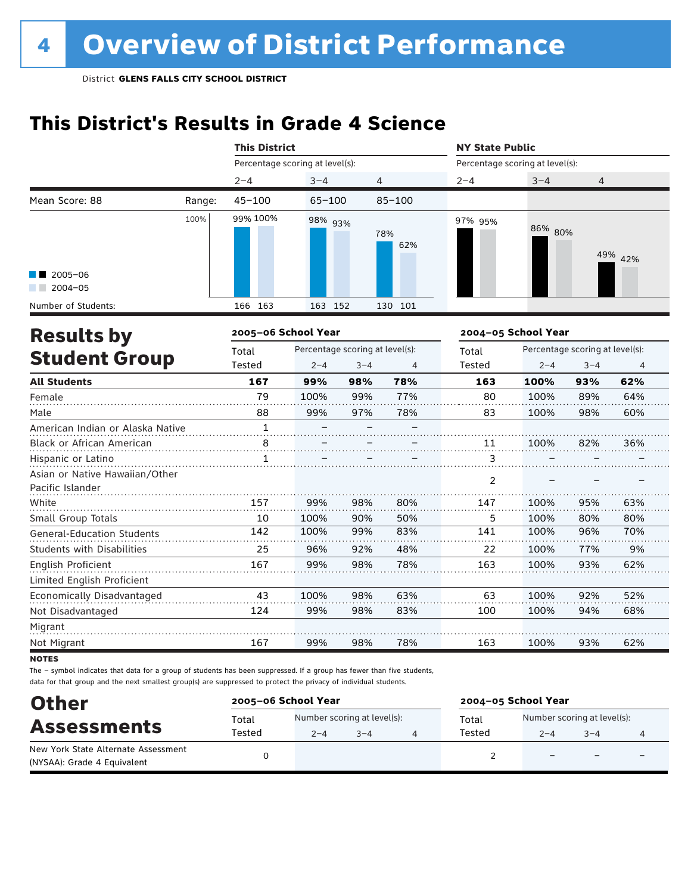# 4 Overview of District Performance

District **GLENS FALLS CITY SCHOOL DISTRICT**

## This District's Results in Grade 4 Science

| | | This District | | | NY State Public | | |
|---|---|---|---|---|---|---|---|
| | | Percentage scoring at level(s): | | | Percentage scoring at level(s): | | |
| | | 2–4 | 3–4 | 4 | 2–4 | 3–4 | 4 |
| Mean Score: 88 | Range: | 45–100 | 65–100 | 85–100 | | | |
| 2005–06 | | 99% | 98% | 78% | 97% | 86% | 49% |
| 2004–05 | | 100% | 93% | 62% | 95% | 80% | 42% |
| Number of Students: 2005–06 | | 166 | 163 | 130 | | | |
| Number of Students: 2004–05 | | 163 | 152 | 101 | | | |

## Results by Student Group

| | 2005–06 School Year | | | | 2004–05 School Year | | | |
|---|---|---|---|---|---|---|---|---|
| | Total Tested | Percentage scoring at level(s): 2–4 | 3–4 | 4 | Total Tested | Percentage scoring at level(s): 2–4 | 3–4 | 4 |
| **All Students** | **167** | **99%** | **98%** | **78%** | **163** | **100%** | **93%** | **62%** |
| Female | 79 | 100% | 99% | 77% | 80 | 100% | 89% | 64% |
| Male | 88 | 99% | 97% | 78% | 83 | 100% | 98% | 60% |
| American Indian or Alaska Native | 1 | – | – | – | | | | |
| Black or African American | 8 | – | – | – | 11 | 100% | 82% | 36% |
| Hispanic or Latino | 1 | – | – | – | 3 | – | – | – |
| Asian or Native Hawaiian/Other Pacific Islander | | | | | 2 | – | – | – |
| White | 157 | 99% | 98% | 80% | 147 | 100% | 95% | 63% |
| Small Group Totals | 10 | 100% | 90% | 50% | 5 | 100% | 80% | 80% |
| General-Education Students | 142 | 100% | 99% | 83% | 141 | 100% | 96% | 70% |
| Students with Disabilities | 25 | 96% | 92% | 48% | 22 | 100% | 77% | 9% |
| English Proficient | 167 | 99% | 98% | 78% | 163 | 100% | 93% | 62% |
| Limited English Proficient | | | | | | | | |
| Economically Disadvantaged | 43 | 100% | 98% | 63% | 63 | 100% | 92% | 52% |
| Not Disadvantaged | 124 | 99% | 98% | 83% | 100 | 100% | 94% | 68% |
| Migrant | | | | | | | | |
| Not Migrant | 167 | 99% | 98% | 78% | 163 | 100% | 93% | 62% |

**NOTES**

The – symbol indicates that data for a group of students has been suppressed. If a group has fewer than five students, data for that group and the next smallest group(s) are suppressed to protect the privacy of individual students.

## Other Assessments

| | 2005–06 School Year | | | | 2004–05 School Year | | | |
|---|---|---|---|---|---|---|---|---|
| | Total Tested | Number scoring at level(s): 2–4 | 3–4 | 4 | Total Tested | Number scoring at level(s): 2–4 | 3–4 | 4 |
| New York State Alternate Assessment (NYSAA): Grade 4 Equivalent | 0 | | | | 2 | – | – | – |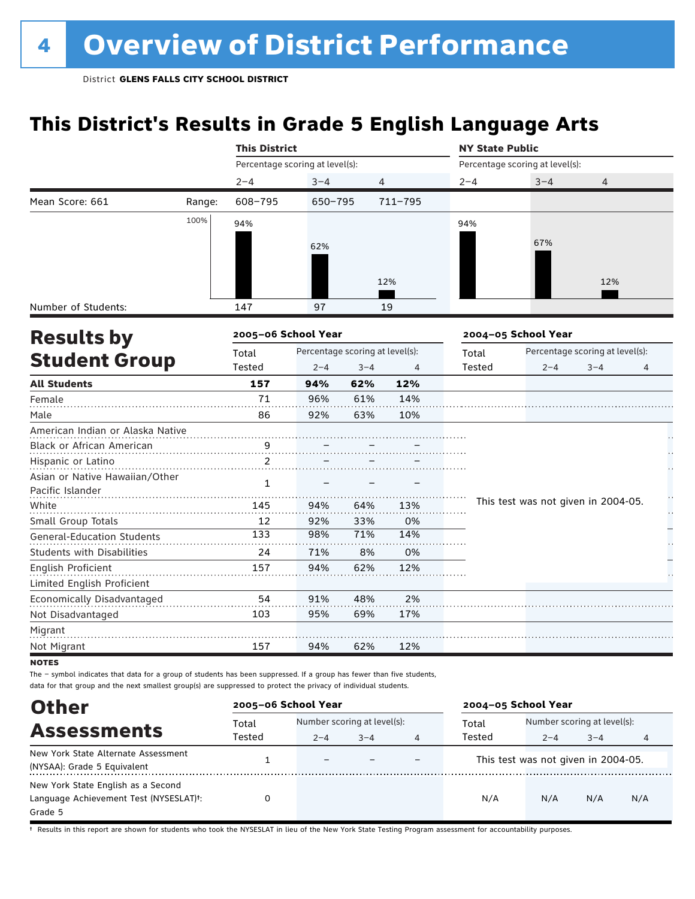# 4 Overview of District Performance

District **GLENS FALLS CITY SCHOOL DISTRICT**

## This District's Results in Grade 5 English Language Arts

| | | This District | | | NY State Public | | |
|---|---|---|---|---|---|---|---|
| | | Percentage scoring at level(s): | | | Percentage scoring at level(s): | | |
| | | 2–4 | 3–4 | 4 | 2–4 | 3–4 | 4 |
| Mean Score: 661 | Range: | 608–795 | 650–795 | 711–795 | | | |
| | | 94% | 62% | 12% | 94% | 67% | 12% |
| Number of Students: | | 147 | 97 | 19 | | | |

## Results by Student Group

| | 2005–06 School Year | | | | 2004–05 School Year | | | |
|---|---|---|---|---|---|---|---|---|
| | Total Tested | Percentage scoring at level(s): 2–4 | 3–4 | 4 | Total Tested | Percentage scoring at level(s): 2–4 | 3–4 | 4 |
| **All Students** | **157** | **94%** | **62%** | **12%** | | | | |
| Female | 71 | 96% | 61% | 14% | | | | |
| Male | 86 | 92% | 63% | 10% | | | | |
| American Indian or Alaska Native | | | | | This test was not given in 2004-05. | | | |
| Black or African American | 9 | – | – | – | | | | |
| Hispanic or Latino | 2 | – | – | – | | | | |
| Asian or Native Hawaiian/Other Pacific Islander | 1 | – | – | – | | | | |
| White | 145 | 94% | 64% | 13% | | | | |
| Small Group Totals | 12 | 92% | 33% | 0% | | | | |
| General-Education Students | 133 | 98% | 71% | 14% | | | | |
| Students with Disabilities | 24 | 71% | 8% | 0% | | | | |
| English Proficient | 157 | 94% | 62% | 12% | | | | |
| Limited English Proficient | | | | | | | | |
| Economically Disadvantaged | 54 | 91% | 48% | 2% | | | | |
| Not Disadvantaged | 103 | 95% | 69% | 17% | | | | |
| Migrant | | | | | | | | |
| Not Migrant | 157 | 94% | 62% | 12% | | | | |

**NOTES**

The – symbol indicates that data for a group of students has been suppressed. If a group has fewer than five students, data for that group and the next smallest group(s) are suppressed to protect the privacy of individual students.

## Other Assessments

| | 2005–06 School Year | | | | 2004–05 School Year | | | |
|---|---|---|---|---|---|---|---|---|
| | Total Tested | Number scoring at level(s): 2–4 | 3–4 | 4 | Total Tested | Number scoring at level(s): 2–4 | 3–4 | 4 |
| New York State Alternate Assessment (NYSAA): Grade 5 Equivalent | 1 | – | – | – | This test was not given in 2004-05. | | | |
| New York State English as a Second Language Achievement Test (NYSESLAT)†: Grade 5 | 0 | | | | N/A | N/A | N/A | N/A |

† Results in this report are shown for students who took the NYSESLAT in lieu of the New York State Testing Program assessment for accountability purposes.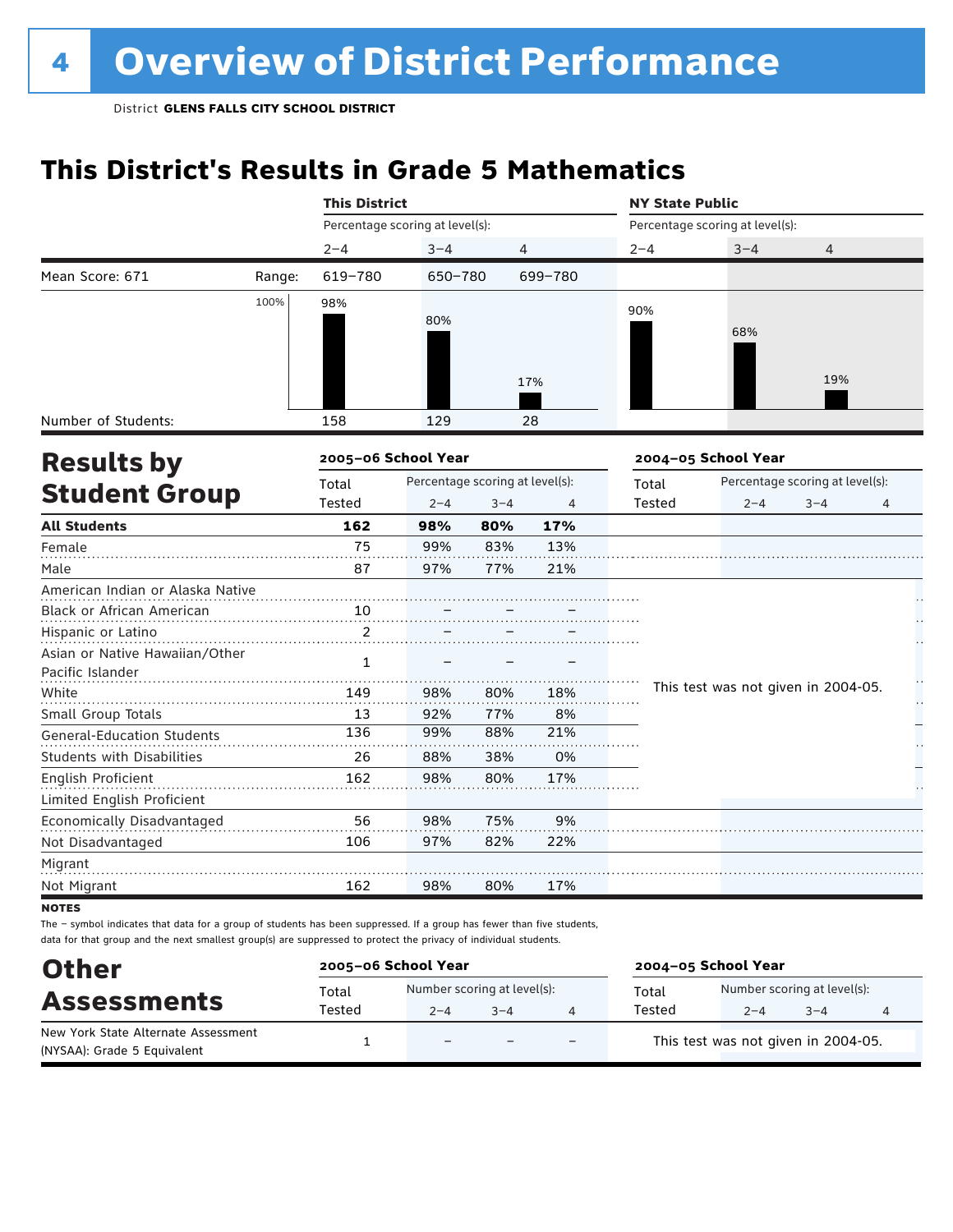# 4 Overview of District Performance

District **GLENS FALLS CITY SCHOOL DISTRICT**

## This District's Results in Grade 5 Mathematics

| | | This District | | | NY State Public | | |
|---|---|---|---|---|---|---|---|
| | | Percentage scoring at level(s): | | | Percentage scoring at level(s): | | |
| | | 2–4 | 3–4 | 4 | 2–4 | 3–4 | 4 |
| Mean Score: 671 | Range: | 619–780 | 650–780 | 699–780 | | | |
| | | 98% | 80% | 17% | 90% | 68% | 19% |
| Number of Students: | | 158 | 129 | 28 | | | |

## Results by Student Group

| | 2005–06 School Year | | | | 2004–05 School Year | | | |
|---|---|---|---|---|---|---|---|---|
| | Total Tested | Percentage scoring at level(s): 2–4 | 3–4 | 4 | Total Tested | Percentage scoring at level(s): 2–4 | 3–4 | 4 |
| **All Students** | **162** | **98%** | **80%** | **17%** | | | | |
| Female | 75 | 99% | 83% | 13% | | | | |
| Male | 87 | 97% | 77% | 21% | | | | |
| American Indian or Alaska Native | | | | | This test was not given in 2004-05. | | | |
| Black or African American | 10 | – | – | – | | | | |
| Hispanic or Latino | 2 | – | – | – | | | | |
| Asian or Native Hawaiian/Other Pacific Islander | 1 | – | – | – | | | | |
| White | 149 | 98% | 80% | 18% | | | | |
| Small Group Totals | 13 | 92% | 77% | 8% | | | | |
| General-Education Students | 136 | 99% | 88% | 21% | | | | |
| Students with Disabilities | 26 | 88% | 38% | 0% | | | | |
| English Proficient | 162 | 98% | 80% | 17% | | | | |
| Limited English Proficient | | | | | | | | |
| Economically Disadvantaged | 56 | 98% | 75% | 9% | | | | |
| Not Disadvantaged | 106 | 97% | 82% | 22% | | | | |
| Migrant | | | | | | | | |
| Not Migrant | 162 | 98% | 80% | 17% | | | | |

**NOTES**

The – symbol indicates that data for a group of students has been suppressed. If a group has fewer than five students, data for that group and the next smallest group(s) are suppressed to protect the privacy of individual students.

## Other Assessments

| | 2005–06 School Year | | | | 2004–05 School Year | | | |
|---|---|---|---|---|---|---|---|---|
| | Total Tested | Number scoring at level(s): 2–4 | 3–4 | 4 | Total Tested | Number scoring at level(s): 2–4 | 3–4 | 4 |
| New York State Alternate Assessment (NYSAA): Grade 5 Equivalent | 1 | – | – | – | This test was not given in 2004-05. | | | |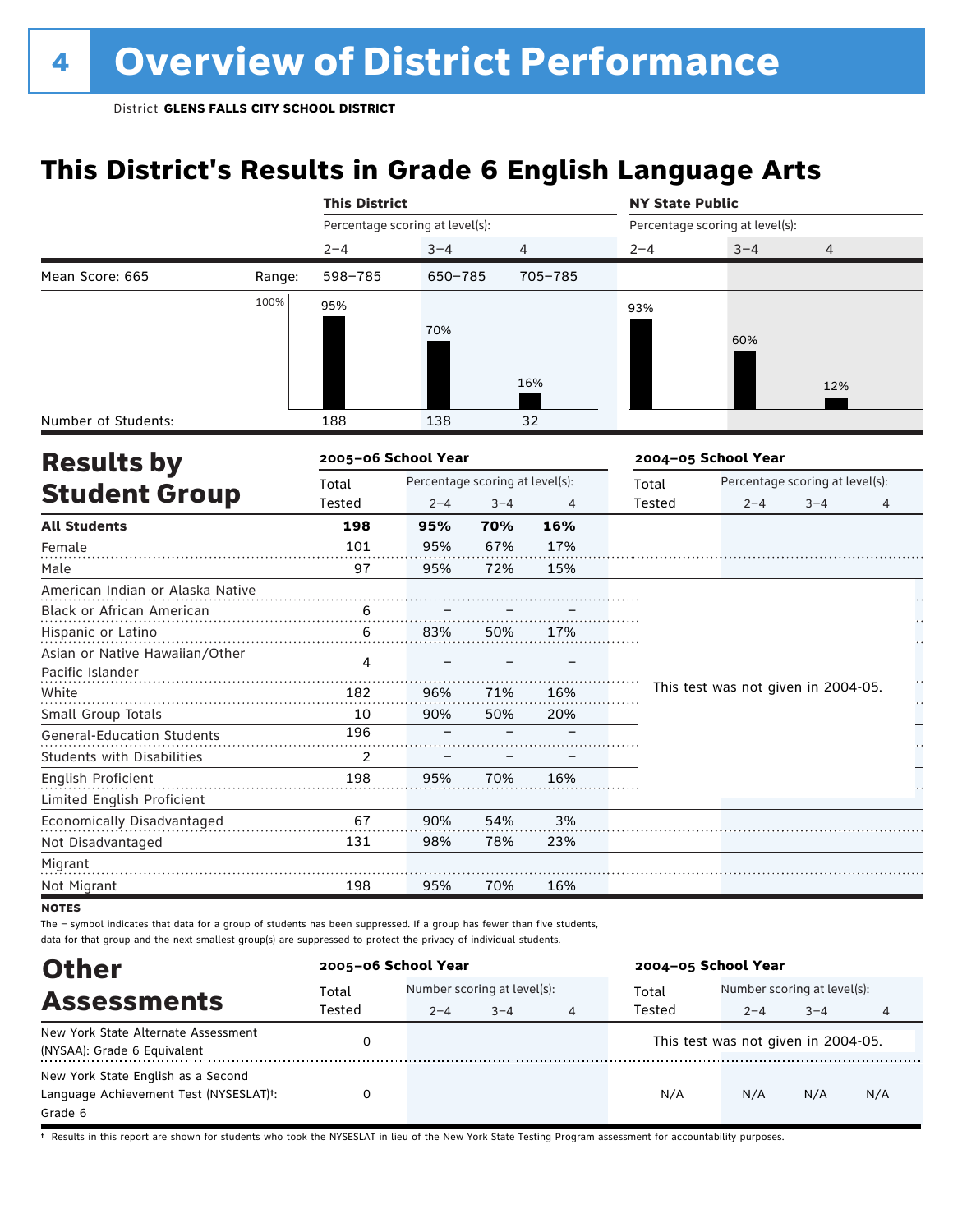# 4 Overview of District Performance

District **GLENS FALLS CITY SCHOOL DISTRICT**

## This District's Results in Grade 6 English Language Arts

| | | This District | | | NY State Public | | |
|---|---|---|---|---|---|---|---|
| | | Percentage scoring at level(s): | | | Percentage scoring at level(s): | | |
| | | 2–4 | 3–4 | 4 | 2–4 | 3–4 | 4 |
| Mean Score: 665 | Range: | 598–785 | 650–785 | 705–785 | | | |
| | | 95% | 70% | 16% | 93% | 60% | 12% |
| Number of Students: | | 188 | 138 | 32 | | | |

## Results by Student Group

| | 2005–06 School Year | | | | 2004–05 School Year | | | |
|---|---|---|---|---|---|---|---|---|
| | Total Tested | Percentage scoring at level(s): 2–4 | 3–4 | 4 | Total Tested | Percentage scoring at level(s): 2–4 | 3–4 | 4 |
| **All Students** | **198** | **95%** | **70%** | **16%** | | | | |
| Female | 101 | 95% | 67% | 17% | | | | |
| Male | 97 | 95% | 72% | 15% | | | | |
| American Indian or Alaska Native | | | | | This test was not given in 2004-05. | | | |
| Black or African American | 6 | – | – | – | | | | |
| Hispanic or Latino | 6 | 83% | 50% | 17% | | | | |
| Asian or Native Hawaiian/Other Pacific Islander | 4 | – | – | – | | | | |
| White | 182 | 96% | 71% | 16% | | | | |
| Small Group Totals | 10 | 90% | 50% | 20% | | | | |
| General-Education Students | 196 | – | – | – | | | | |
| Students with Disabilities | 2 | – | – | – | | | | |
| English Proficient | 198 | 95% | 70% | 16% | | | | |
| Limited English Proficient | | | | | | | | |
| Economically Disadvantaged | 67 | 90% | 54% | 3% | | | | |
| Not Disadvantaged | 131 | 98% | 78% | 23% | | | | |
| Migrant | | | | | | | | |
| Not Migrant | 198 | 95% | 70% | 16% | | | | |

**NOTES**

The – symbol indicates that data for a group of students has been suppressed. If a group has fewer than five students, data for that group and the next smallest group(s) are suppressed to protect the privacy of individual students.

## Other Assessments

| | 2005–06 School Year | | | | 2004–05 School Year | | | |
|---|---|---|---|---|---|---|---|---|
| | Total Tested | Number scoring at level(s): 2–4 | 3–4 | 4 | Total Tested | Number scoring at level(s): 2–4 | 3–4 | 4 |
| New York State Alternate Assessment (NYSAA): Grade 6 Equivalent | 0 | | | | This test was not given in 2004-05. | | | |
| New York State English as a Second Language Achievement Test (NYSESLAT)†: Grade 6 | 0 | | | | N/A | N/A | N/A | N/A |

† Results in this report are shown for students who took the NYSESLAT in lieu of the New York State Testing Program assessment for accountability purposes.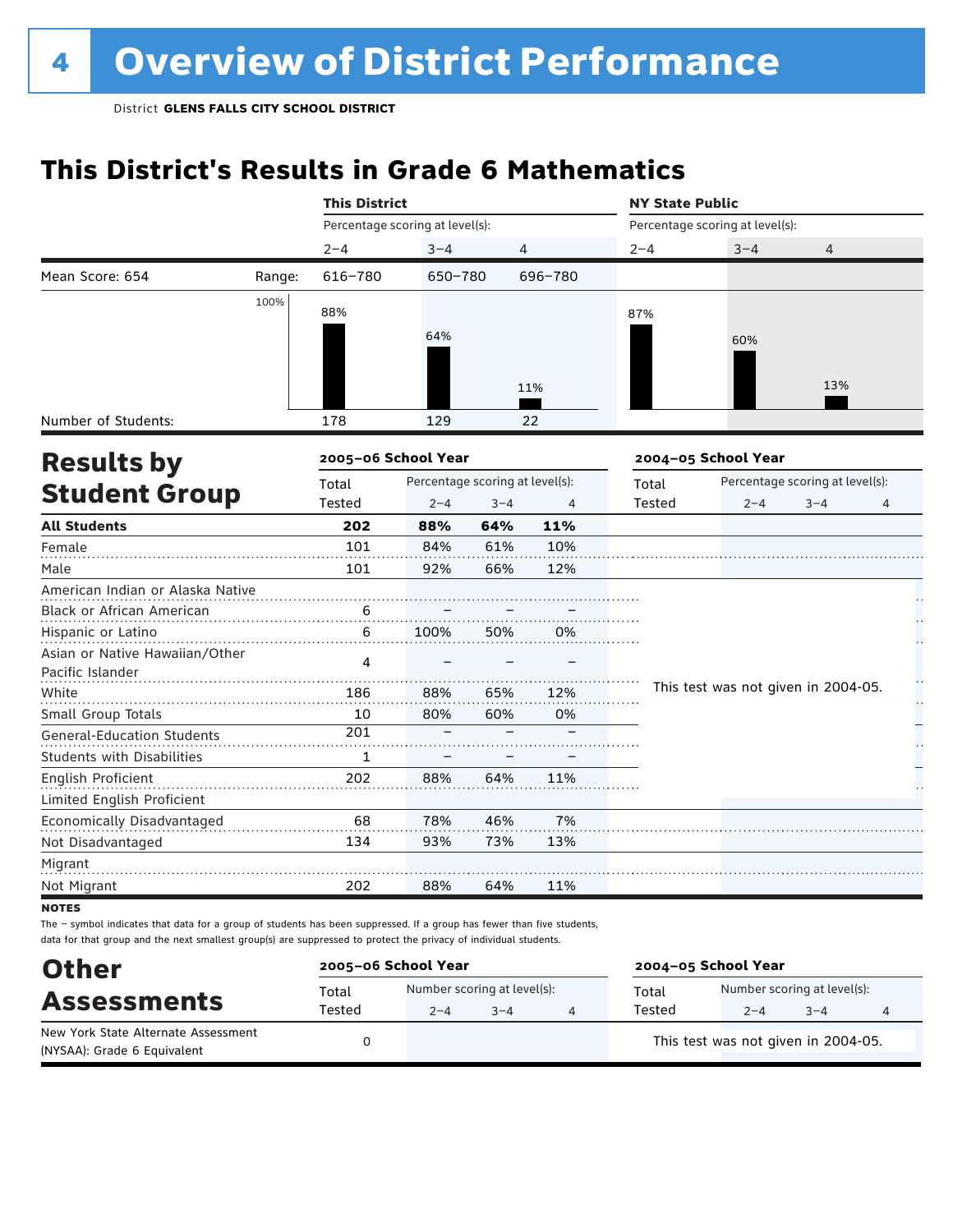# 4 Overview of District Performance

District **GLENS FALLS CITY SCHOOL DISTRICT**

## This District's Results in Grade 6 Mathematics

| | | This District | | | NY State Public | | |
|---|---|---|---|---|---|---|---|
| | | Percentage scoring at level(s): | | | Percentage scoring at level(s): | | |
| | | 2–4 | 3–4 | 4 | 2–4 | 3–4 | 4 |
| Mean Score: 654 | Range: | 616–780 | 650–780 | 696–780 | | | |
| | | 88% | 64% | 11% | 87% | 60% | 13% |
| Number of Students: | | 178 | 129 | 22 | | | |

## Results by Student Group

| | 2005–06 School Year | | | | 2004–05 School Year | | | |
|---|---|---|---|---|---|---|---|---|
| | Total Tested | Percentage scoring at level(s): 2–4 | 3–4 | 4 | Total Tested | Percentage scoring at level(s): 2–4 | 3–4 | 4 |
| **All Students** | **202** | **88%** | **64%** | **11%** | | | | |
| Female | 101 | 84% | 61% | 10% | | | | |
| Male | 101 | 92% | 66% | 12% | | | | |
| American Indian or Alaska Native | | | | | This test was not given in 2004-05. | | | |
| Black or African American | 6 | – | – | – | | | | |
| Hispanic or Latino | 6 | 100% | 50% | 0% | | | | |
| Asian or Native Hawaiian/Other Pacific Islander | 4 | – | – | – | | | | |
| White | 186 | 88% | 65% | 12% | | | | |
| Small Group Totals | 10 | 80% | 60% | 0% | | | | |
| General-Education Students | 201 | – | – | – | | | | |
| Students with Disabilities | 1 | – | – | – | | | | |
| English Proficient | 202 | 88% | 64% | 11% | | | | |
| Limited English Proficient | | | | | | | | |
| Economically Disadvantaged | 68 | 78% | 46% | 7% | | | | |
| Not Disadvantaged | 134 | 93% | 73% | 13% | | | | |
| Migrant | | | | | | | | |
| Not Migrant | 202 | 88% | 64% | 11% | | | | |

**NOTES**

The – symbol indicates that data for a group of students has been suppressed. If a group has fewer than five students, data for that group and the next smallest group(s) are suppressed to protect the privacy of individual students.

## Other Assessments

| | 2005–06 School Year | | | | 2004–05 School Year | | | |
|---|---|---|---|---|---|---|---|---|
| | Total Tested | Number scoring at level(s): 2–4 | 3–4 | 4 | Total Tested | Number scoring at level(s): 2–4 | 3–4 | 4 |
| New York State Alternate Assessment (NYSAA): Grade 6 Equivalent | 0 | | | | This test was not given in 2004-05. | | | |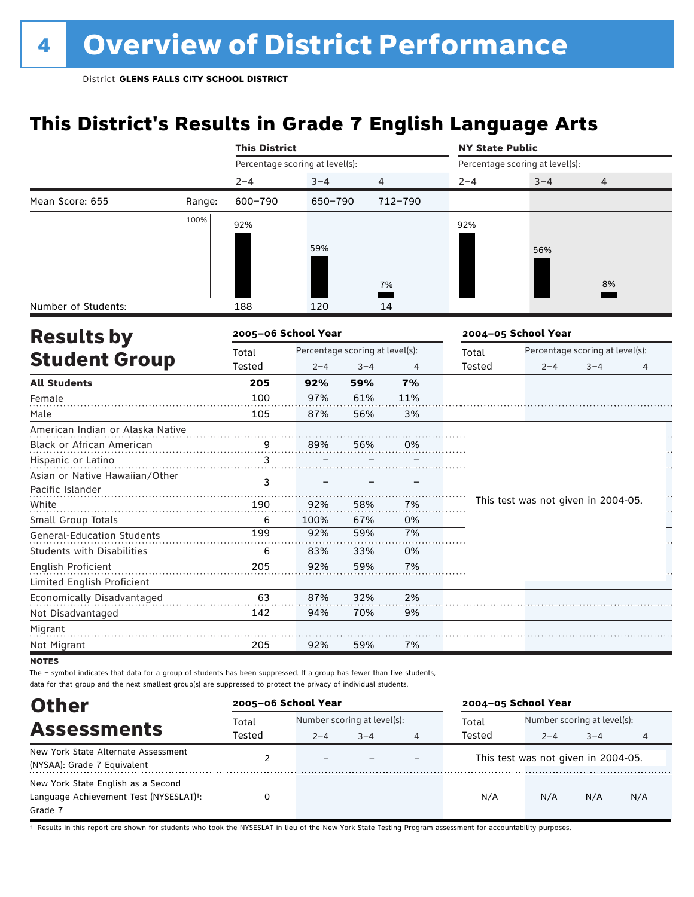# 4 Overview of District Performance

District **GLENS FALLS CITY SCHOOL DISTRICT**

## This District's Results in Grade 7 English Language Arts

| | | This District | | | NY State Public | | |
|---|---|---|---|---|---|---|---|
| | | Percentage scoring at level(s): | | | Percentage scoring at level(s): | | |
| | | 2–4 | 3–4 | 4 | 2–4 | 3–4 | 4 |
| Mean Score: 655 | Range: | 600–790 | 650–790 | 712–790 | | | |
| | | 92% | 59% | 7% | 92% | 56% | 8% |
| Number of Students: | | 188 | 120 | 14 | | | |

## Results by Student Group

| | 2005–06 School Year | | | | 2004–05 School Year | | | |
|---|---|---|---|---|---|---|---|---|
| | Total Tested | Percentage scoring at level(s): 2–4 | 3–4 | 4 | Total Tested | Percentage scoring at level(s): 2–4 | 3–4 | 4 |
| **All Students** | **205** | **92%** | **59%** | **7%** | | | | |
| Female | 100 | 97% | 61% | 11% | | | | |
| Male | 105 | 87% | 56% | 3% | | | | |
| American Indian or Alaska Native | | | | | This test was not given in 2004-05. | | | |
| Black or African American | 9 | 89% | 56% | 0% | | | | |
| Hispanic or Latino | 3 | – | – | – | | | | |
| Asian or Native Hawaiian/Other Pacific Islander | 3 | – | – | – | | | | |
| White | 190 | 92% | 58% | 7% | | | | |
| Small Group Totals | 6 | 100% | 67% | 0% | | | | |
| General-Education Students | 199 | 92% | 59% | 7% | | | | |
| Students with Disabilities | 6 | 83% | 33% | 0% | | | | |
| English Proficient | 205 | 92% | 59% | 7% | | | | |
| Limited English Proficient | | | | | | | | |
| Economically Disadvantaged | 63 | 87% | 32% | 2% | | | | |
| Not Disadvantaged | 142 | 94% | 70% | 9% | | | | |
| Migrant | | | | | | | | |
| Not Migrant | 205 | 92% | 59% | 7% | | | | |

**NOTES**

The – symbol indicates that data for a group of students has been suppressed. If a group has fewer than five students, data for that group and the next smallest group(s) are suppressed to protect the privacy of individual students.

## Other Assessments

| | 2005–06 School Year | | | | 2004–05 School Year | | | |
|---|---|---|---|---|---|---|---|---|
| | Total Tested | Number scoring at level(s): 2–4 | 3–4 | 4 | Total Tested | Number scoring at level(s): 2–4 | 3–4 | 4 |
| New York State Alternate Assessment (NYSAA): Grade 7 Equivalent | 2 | – | – | – | This test was not given in 2004-05. | | | |
| New York State English as a Second Language Achievement Test (NYSESLAT)†: Grade 7 | 0 | | | | N/A | N/A | N/A | N/A |

† Results in this report are shown for students who took the NYSESLAT in lieu of the New York State Testing Program assessment for accountability purposes.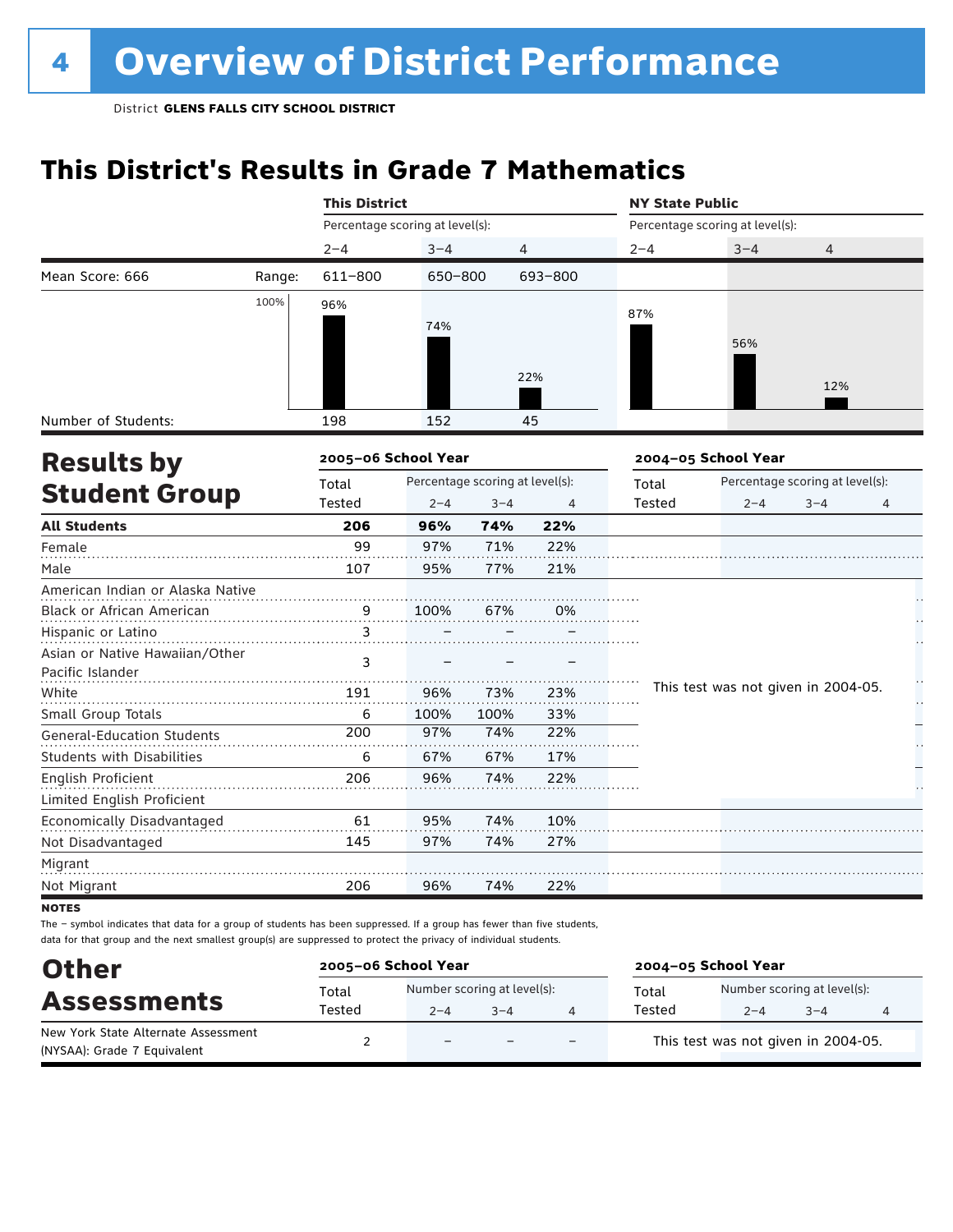# 4 Overview of District Performance

District **GLENS FALLS CITY SCHOOL DISTRICT**

## This District's Results in Grade 7 Mathematics

| | | This District | | | NY State Public | | |
|---|---|---|---|---|---|---|---|
| | | Percentage scoring at level(s): | | | Percentage scoring at level(s): | | |
| | | 2–4 | 3–4 | 4 | 2–4 | 3–4 | 4 |
| Mean Score: 666 | Range: | 611–800 | 650–800 | 693–800 | | | |
| | | 96% | 74% | 22% | 87% | 56% | 12% |
| Number of Students: | | 198 | 152 | 45 | | | |

## Results by Student Group

| | 2005–06 School Year | | | | 2004–05 School Year | | | |
|---|---|---|---|---|---|---|---|---|
| | Total Tested | Percentage scoring at level(s): 2–4 | 3–4 | 4 | Total Tested | Percentage scoring at level(s): 2–4 | 3–4 | 4 |
| **All Students** | **206** | **96%** | **74%** | **22%** | | | | |
| Female | 99 | 97% | 71% | 22% | | | | |
| Male | 107 | 95% | 77% | 21% | | | | |
| American Indian or Alaska Native | | | | | This test was not given in 2004-05. | | | |
| Black or African American | 9 | 100% | 67% | 0% | | | | |
| Hispanic or Latino | 3 | – | – | – | | | | |
| Asian or Native Hawaiian/Other Pacific Islander | 3 | – | – | – | | | | |
| White | 191 | 96% | 73% | 23% | | | | |
| Small Group Totals | 6 | 100% | 100% | 33% | | | | |
| General-Education Students | 200 | 97% | 74% | 22% | | | | |
| Students with Disabilities | 6 | 67% | 67% | 17% | | | | |
| English Proficient | 206 | 96% | 74% | 22% | | | | |
| Limited English Proficient | | | | | | | | |
| Economically Disadvantaged | 61 | 95% | 74% | 10% | | | | |
| Not Disadvantaged | 145 | 97% | 74% | 27% | | | | |
| Migrant | | | | | | | | |
| Not Migrant | 206 | 96% | 74% | 22% | | | | |

**NOTES**

The – symbol indicates that data for a group of students has been suppressed. If a group has fewer than five students, data for that group and the next smallest group(s) are suppressed to protect the privacy of individual students.

## Other Assessments

| | 2005–06 School Year | | | | 2004–05 School Year | | | |
|---|---|---|---|---|---|---|---|---|
| | Total Tested | Number scoring at level(s): 2–4 | 3–4 | 4 | Total Tested | Number scoring at level(s): 2–4 | 3–4 | 4 |
| New York State Alternate Assessment (NYSAA): Grade 7 Equivalent | 2 | – | – | – | This test was not given in 2004-05. | | | |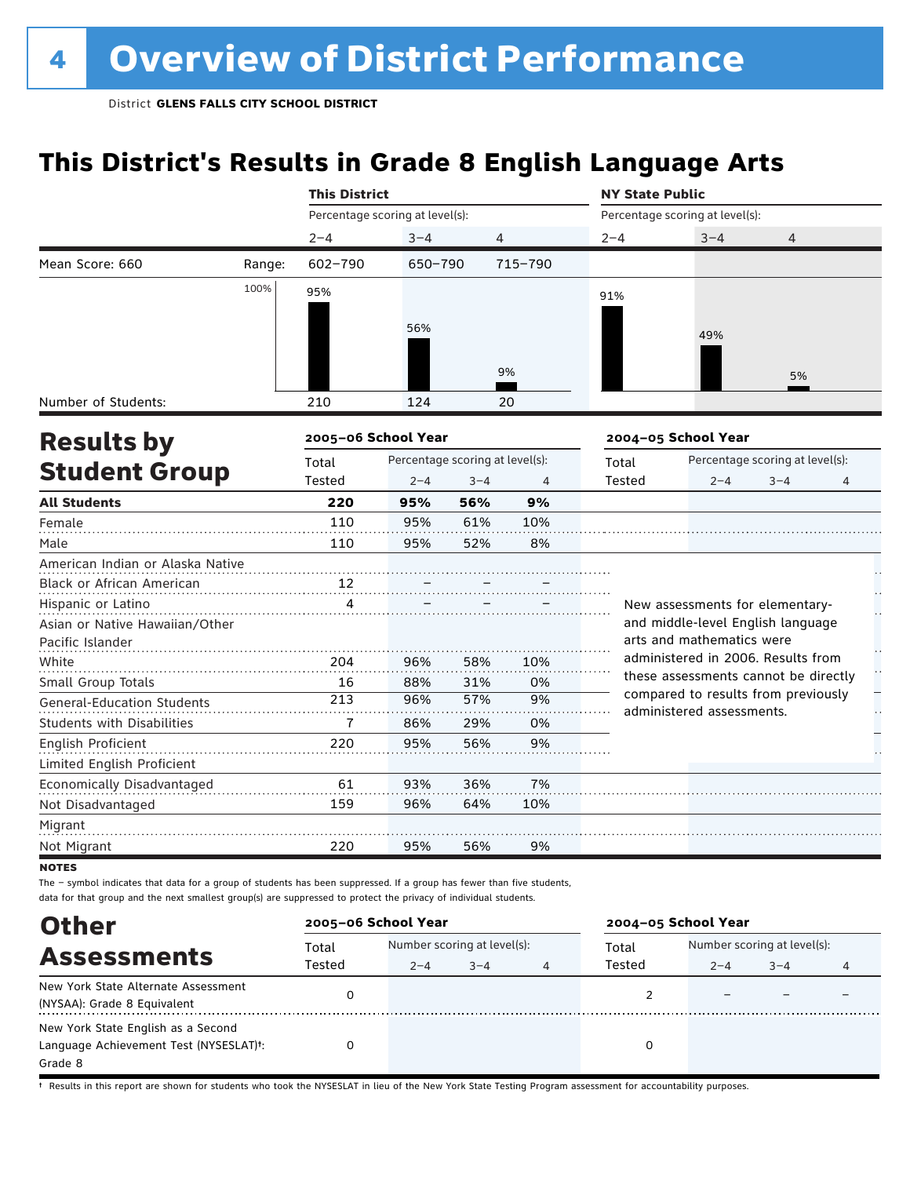# 4 Overview of District Performance

District **GLENS FALLS CITY SCHOOL DISTRICT**

## This District's Results in Grade 8 English Language Arts

| | | This District | | | NY State Public | | |
|---|---|---|---|---|---|---|---|
| | | Percentage scoring at level(s): | | | Percentage scoring at level(s): | | |
| | | 2–4 | 3–4 | 4 | 2–4 | 3–4 | 4 |
| Mean Score: 660 | Range: | 602–790 | 650–790 | 715–790 | | | |
| | | 95% | 56% | 9% | 91% | 49% | 5% |
| Number of Students: | | 210 | 124 | 20 | | | |

## Results by Student Group

| | 2005–06 School Year | | | | 2004–05 School Year | | | |
|---|---|---|---|---|---|---|---|---|
| | Total Tested | Percentage scoring at level(s): 2–4 | 3–4 | 4 | Total Tested | Percentage scoring at level(s): 2–4 | 3–4 | 4 |
| **All Students** | **220** | **95%** | **56%** | **9%** | | | | |
| Female | 110 | 95% | 61% | 10% | | | | |
| Male | 110 | 95% | 52% | 8% | | | | |
| American Indian or Alaska Native | | | | | | | | |
| Black or African American | 12 | – | – | – | | | | |
| Hispanic or Latino | 4 | – | – | – | | | | |
| Asian or Native Hawaiian/Other Pacific Islander | | | | | | | | |
| White | 204 | 96% | 58% | 10% | | | | |
| Small Group Totals | 16 | 88% | 31% | 0% | | | | |
| General-Education Students | 213 | 96% | 57% | 9% | | | | |
| Students with Disabilities | 7 | 86% | 29% | 0% | | | | |
| English Proficient | 220 | 95% | 56% | 9% | | | | |
| Limited English Proficient | | | | | | | | |
| Economically Disadvantaged | 61 | 93% | 36% | 7% | | | | |
| Not Disadvantaged | 159 | 96% | 64% | 10% | | | | |
| Migrant | | | | | | | | |
| Not Migrant | 220 | 95% | 56% | 9% | | | | |

New assessments for elementary- and middle-level English language arts and mathematics were administered in 2006. Results from these assessments cannot be directly compared to results from previously administered assessments.

**NOTES**

The – symbol indicates that data for a group of students has been suppressed. If a group has fewer than five students, data for that group and the next smallest group(s) are suppressed to protect the privacy of individual students.

## Other Assessments

| | 2005–06 School Year | | | | 2004–05 School Year | | | |
|---|---|---|---|---|---|---|---|---|
| | Total Tested | Number scoring at level(s): 2–4 | 3–4 | 4 | Total Tested | Number scoring at level(s): 2–4 | 3–4 | 4 |
| New York State Alternate Assessment (NYSAA): Grade 8 Equivalent | 0 | | | | 2 | – | – | – |
| New York State English as a Second Language Achievement Test (NYSESLAT)†: Grade 8 | 0 | | | | 0 | | | |

† Results in this report are shown for students who took the NYSESLAT in lieu of the New York State Testing Program assessment for accountability purposes.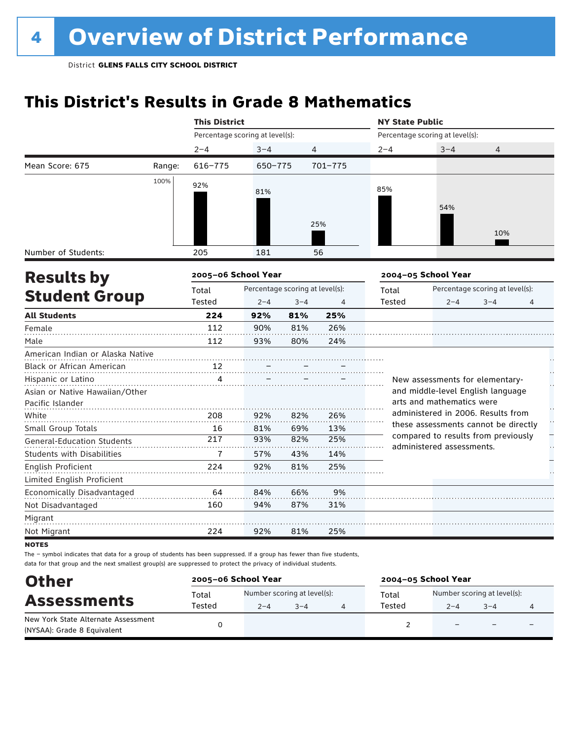# 4 Overview of District Performance

District **GLENS FALLS CITY SCHOOL DISTRICT**

## This District's Results in Grade 8 Mathematics

| | | This District | | | NY State Public | | |
|---|---|---|---|---|---|---|---|
| | | Percentage scoring at level(s): | | | Percentage scoring at level(s): | | |
| | | 2–4 | 3–4 | 4 | 2–4 | 3–4 | 4 |
| Mean Score: 675 | Range: | 616–775 | 650–775 | 701–775 | | | |
| | | 92% | 81% | 25% | 85% | 54% | 10% |
| Number of Students: | | 205 | 181 | 56 | | | |

## Results by Student Group

| | 2005–06 School Year | | | | 2004–05 School Year | | | |
|---|---|---|---|---|---|---|---|---|
| | Total Tested | Percentage scoring at level(s): 2–4 | 3–4 | 4 | Total Tested | Percentage scoring at level(s): 2–4 | 3–4 | 4 |
| **All Students** | **224** | **92%** | **81%** | **25%** | | | | |
| Female | 112 | 90% | 81% | 26% | | | | |
| Male | 112 | 93% | 80% | 24% | | | | |
| American Indian or Alaska Native | | | | | | | | |
| Black or African American | 12 | – | – | – | | | | |
| Hispanic or Latino | 4 | – | – | – | | | | |
| Asian or Native Hawaiian/Other Pacific Islander | | | | | | | | |
| White | 208 | 92% | 82% | 26% | | | | |
| Small Group Totals | 16 | 81% | 69% | 13% | | | | |
| General-Education Students | 217 | 93% | 82% | 25% | | | | |
| Students with Disabilities | 7 | 57% | 43% | 14% | | | | |
| English Proficient | 224 | 92% | 81% | 25% | | | | |
| Limited English Proficient | | | | | | | | |
| Economically Disadvantaged | 64 | 84% | 66% | 9% | | | | |
| Not Disadvantaged | 160 | 94% | 87% | 31% | | | | |
| Migrant | | | | | | | | |
| Not Migrant | 224 | 92% | 81% | 25% | | | | |

New assessments for elementary- and middle-level English language arts and mathematics were administered in 2006. Results from these assessments cannot be directly compared to results from previously administered assessments.

**NOTES**

The – symbol indicates that data for a group of students has been suppressed. If a group has fewer than five students, data for that group and the next smallest group(s) are suppressed to protect the privacy of individual students.

## Other Assessments

| | 2005–06 School Year | | | | 2004–05 School Year | | | |
|---|---|---|---|---|---|---|---|---|
| | Total Tested | Number scoring at level(s): 2–4 | 3–4 | 4 | Total Tested | Number scoring at level(s): 2–4 | 3–4 | 4 |
| New York State Alternate Assessment (NYSAA): Grade 8 Equivalent | 0 | | | | 2 | – | – | – |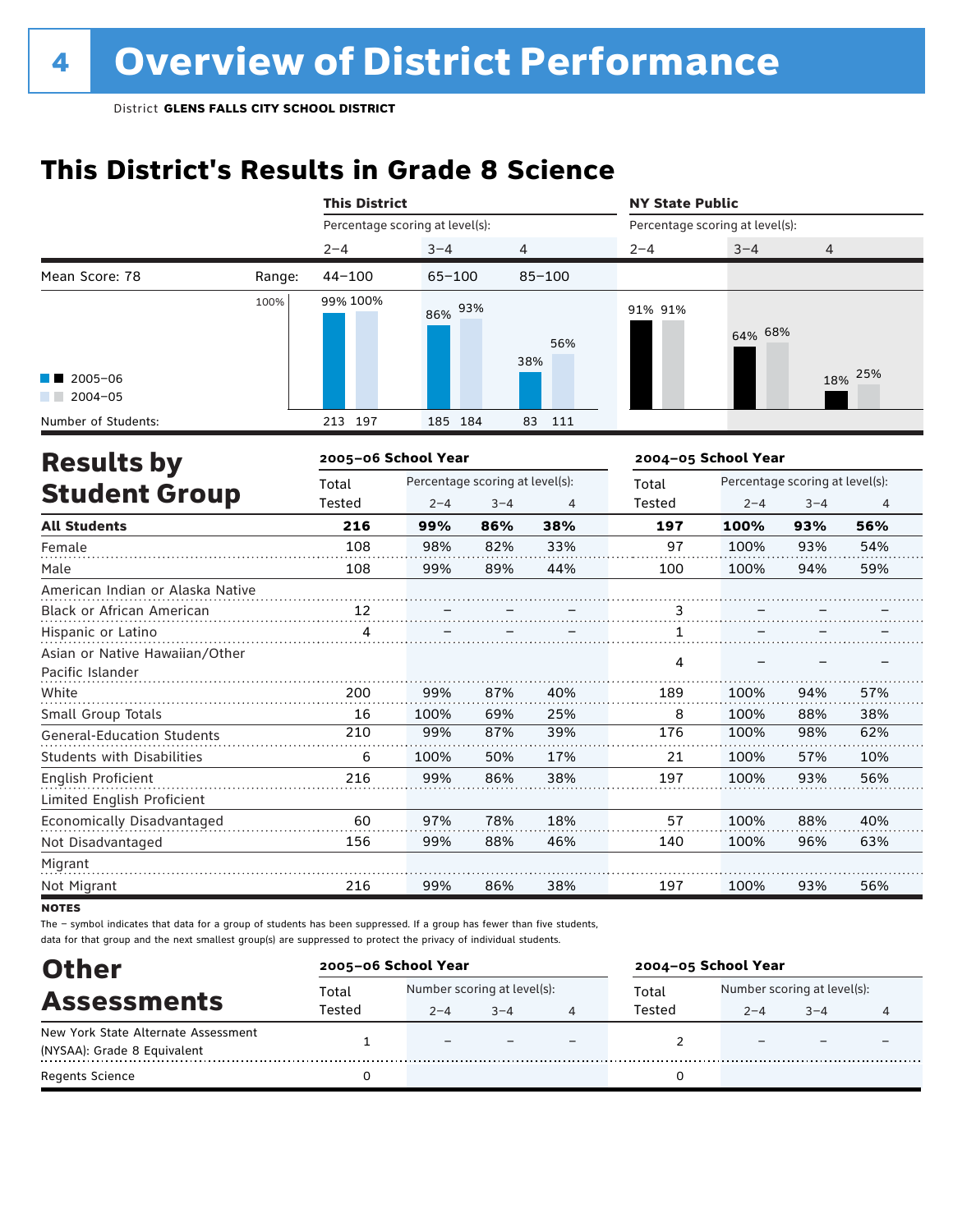# 4 Overview of District Performance

District **GLENS FALLS CITY SCHOOL DISTRICT**

## This District's Results in Grade 8 Science

| | | This District | | | NY State Public | | |
|---|---|---|---|---|---|---|---|
| | | Percentage scoring at level(s): | | | Percentage scoring at level(s): | | |
| | | 2–4 | 3–4 | 4 | 2–4 | 3–4 | 4 |
| Mean Score: 78 | Range: | 44–100 | 65–100 | 85–100 | | | |
| 2005–06 | | 99% | 86% | 38% | 91% | 64% | 18% |
| 2004–05 | | 100% | 93% | 56% | 91% | 68% | 25% |
| Number of Students: 2005–06 | | 213 | 185 | 83 | | | |
| Number of Students: 2004–05 | | 197 | 184 | 111 | | | |

## Results by Student Group

| | 2005–06 School Year | | | | 2004–05 School Year | | | |
|---|---|---|---|---|---|---|---|---|
| | Total Tested | Percentage scoring at level(s): 2–4 | 3–4 | 4 | Total Tested | Percentage scoring at level(s): 2–4 | 3–4 | 4 |
| **All Students** | **216** | **99%** | **86%** | **38%** | **197** | **100%** | **93%** | **56%** |
| Female | 108 | 98% | 82% | 33% | 97 | 100% | 93% | 54% |
| Male | 108 | 99% | 89% | 44% | 100 | 100% | 94% | 59% |
| American Indian or Alaska Native | | | | | | | | |
| Black or African American | 12 | – | – | – | 3 | – | – | – |
| Hispanic or Latino | 4 | – | – | – | 1 | – | – | – |
| Asian or Native Hawaiian/Other Pacific Islander | | | | | 4 | – | – | – |
| White | 200 | 99% | 87% | 40% | 189 | 100% | 94% | 57% |
| Small Group Totals | 16 | 100% | 69% | 25% | 8 | 100% | 88% | 38% |
| General-Education Students | 210 | 99% | 87% | 39% | 176 | 100% | 98% | 62% |
| Students with Disabilities | 6 | 100% | 50% | 17% | 21 | 100% | 57% | 10% |
| English Proficient | 216 | 99% | 86% | 38% | 197 | 100% | 93% | 56% |
| Limited English Proficient | | | | | | | | |
| Economically Disadvantaged | 60 | 97% | 78% | 18% | 57 | 100% | 88% | 40% |
| Not Disadvantaged | 156 | 99% | 88% | 46% | 140 | 100% | 96% | 63% |
| Migrant | | | | | | | | |
| Not Migrant | 216 | 99% | 86% | 38% | 197 | 100% | 93% | 56% |

**NOTES**

The – symbol indicates that data for a group of students has been suppressed. If a group has fewer than five students, data for that group and the next smallest group(s) are suppressed to protect the privacy of individual students.

## Other Assessments

| | 2005–06 School Year | | | | 2004–05 School Year | | | |
|---|---|---|---|---|---|---|---|---|
| | Total Tested | Number scoring at level(s): 2–4 | 3–4 | 4 | Total Tested | Number scoring at level(s): 2–4 | 3–4 | 4 |
| New York State Alternate Assessment (NYSAA): Grade 8 Equivalent | 1 | – | – | – | 2 | – | – | – |
| Regents Science | 0 | | | | 0 | | | |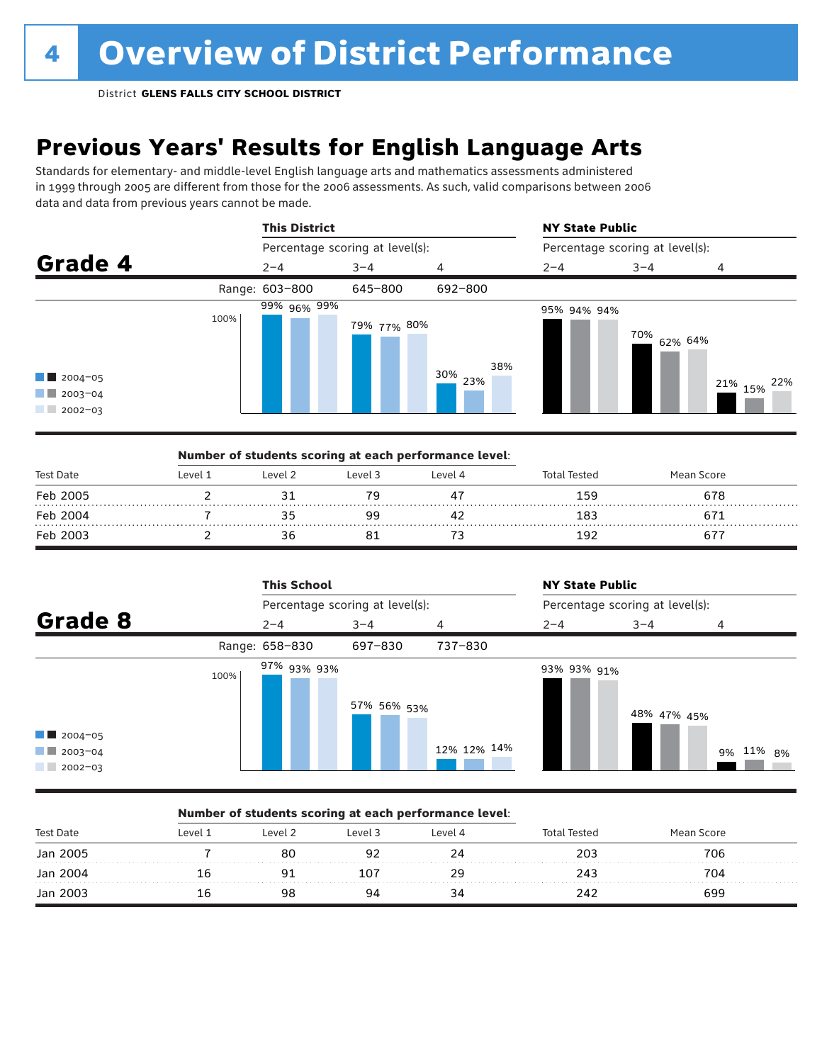# Overview of District Performance

District **GLENS FALLS CITY SCHOOL DISTRICT**

## Previous Years' Results for English Language Arts

Standards for elementary- and middle-level English language arts and mathematics assessments administered in 1999 through 2005 are different from those for the 2006 assessments. As such, valid comparisons between 2006 data and data from previous years cannot be made.

### Grade 4

| | This District | | | NY State Public | | |
|---|---|---|---|---|---|---|
| Percentage scoring at level(s): | 2–4 | 3–4 | 4 | 2–4 | 3–4 | 4 |
| Range: | 603–800 | 645–800 | 692–800 | | | |
| 2004–05 | 99% | 79% | 30% | 95% | 70% | 21% |
| 2003–04 | 96% | 77% | 23% | 94% | 62% | 15% |
| 2002–03 | 99% | 80% | 38% | 94% | 64% | 22% |

**Number of students scoring at each performance level:**

| Test Date | Level 1 | Level 2 | Level 3 | Level 4 | Total Tested | Mean Score |
|---|---|---|---|---|---|---|
| Feb 2005 | 2 | 31 | 79 | 47 | 159 | 678 |
| Feb 2004 | 7 | 35 | 99 | 42 | 183 | 671 |
| Feb 2003 | 2 | 36 | 81 | 73 | 192 | 677 |

### Grade 8

| | This School | | | NY State Public | | |
|---|---|---|---|---|---|---|
| Percentage scoring at level(s): | 2–4 | 3–4 | 4 | 2–4 | 3–4 | 4 |
| Range: | 658–830 | 697–830 | 737–830 | | | |
| 2004–05 | 97% | 57% | 12% | 93% | 48% | 9% |
| 2003–04 | 93% | 56% | 12% | 93% | 47% | 11% |
| 2002–03 | 93% | 53% | 14% | 91% | 45% | 8% |

**Number of students scoring at each performance level:**

| Test Date | Level 1 | Level 2 | Level 3 | Level 4 | Total Tested | Mean Score |
|---|---|---|---|---|---|---|
| Jan 2005 | 7 | 80 | 92 | 24 | 203 | 706 |
| Jan 2004 | 16 | 91 | 107 | 29 | 243 | 704 |
| Jan 2003 | 16 | 98 | 94 | 34 | 242 | 699 |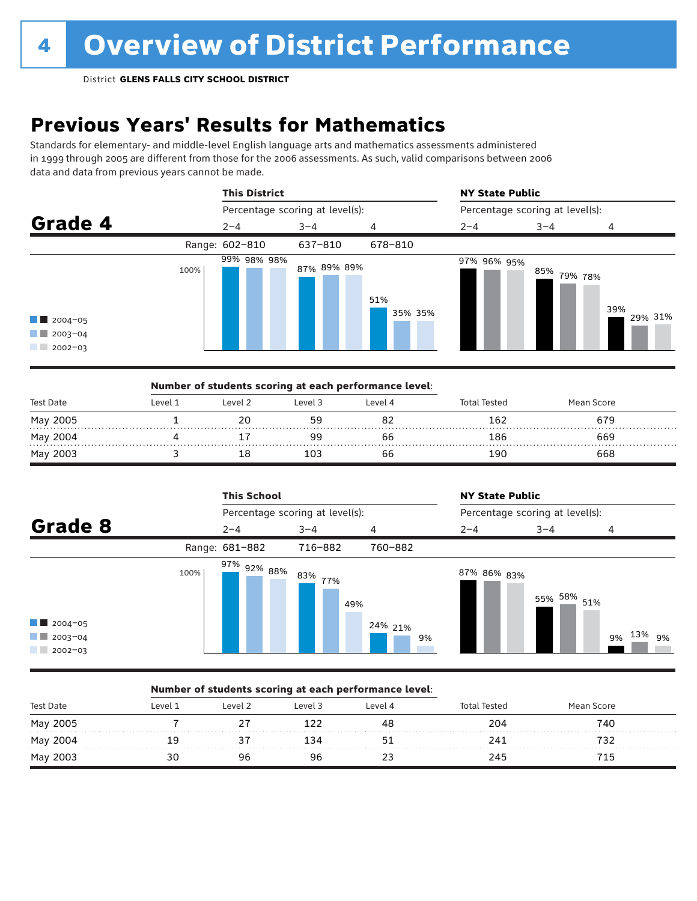# 4 Overview of District Performance

District **GLENS FALLS CITY SCHOOL DISTRICT**

## Previous Years' Results for Mathematics

Standards for elementary- and middle-level English language arts and mathematics assessments administered in 1999 through 2005 are different from those for the 2006 assessments. As such, valid comparisons between 2006 data and data from previous years cannot be made.

### Grade 4

**This District** — Percentage scoring at level(s):

| Year | 2–4 (Range: 602–810) | 3–4 (637–810) | 4 (678–810) |
|---|---|---|---|
| 2004–05 | 99% | 87% | 51% |
| 2003–04 | 98% | 89% | 35% |
| 2002–03 | 98% | 89% | 35% |

**NY State Public** — Percentage scoring at level(s):

| Year | 2–4 | 3–4 | 4 |
|---|---|---|---|
| 2004–05 | 97% | 85% | 39% |
| 2003–04 | 96% | 79% | 29% |
| 2002–03 | 95% | 78% | 31% |

**Number of students scoring at each performance level:**

| Test Date | Level 1 | Level 2 | Level 3 | Level 4 | Total Tested | Mean Score |
|---|---|---|---|---|---|---|
| May 2005 | 1 | 20 | 59 | 82 | 162 | 679 |
| May 2004 | 4 | 17 | 99 | 66 | 186 | 669 |
| May 2003 | 3 | 18 | 103 | 66 | 190 | 668 |

### Grade 8

**This School** — Percentage scoring at level(s):

| Year | 2–4 (Range: 681–882) | 3–4 (716–882) | 4 (760–882) |
|---|---|---|---|
| 2004–05 | 97% | 83% | 24% |
| 2003–04 | 92% | 77% | 21% |
| 2002–03 | 88% | 49% | 9% |

**NY State Public** — Percentage scoring at level(s):

| Year | 2–4 | 3–4 | 4 |
|---|---|---|---|
| 2004–05 | 87% | 55% | 9% |
| 2003–04 | 86% | 58% | 13% |
| 2002–03 | 83% | 51% | 9% |

**Number of students scoring at each performance level:**

| Test Date | Level 1 | Level 2 | Level 3 | Level 4 | Total Tested | Mean Score |
|---|---|---|---|---|---|---|
| May 2005 | 7 | 27 | 122 | 48 | 204 | 740 |
| May 2004 | 19 | 37 | 134 | 51 | 241 | 732 |
| May 2003 | 30 | 96 | 96 | 23 | 245 | 715 |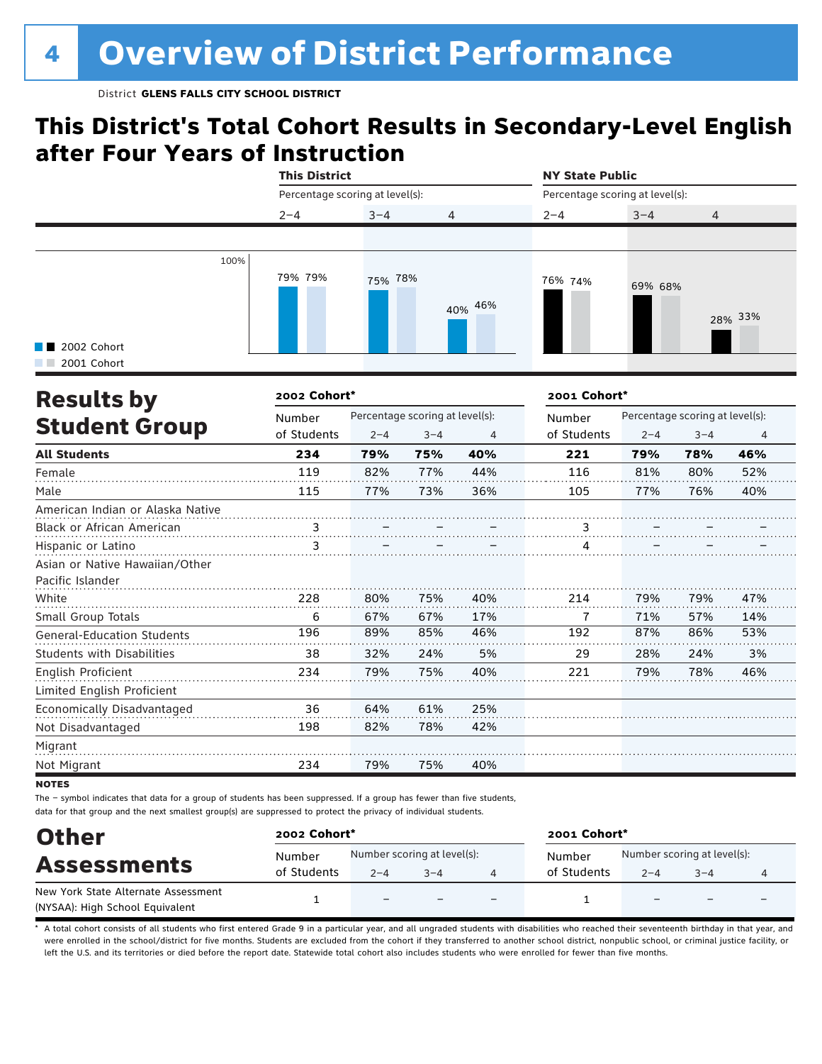# 4 Overview of District Performance

District **GLENS FALLS CITY SCHOOL DISTRICT**

## This District's Total Cohort Results in Secondary-Level English after Four Years of Instruction

| | This District | | | NY State Public | | |
|---|---|---|---|---|---|---|
| | Percentage scoring at level(s): | | | Percentage scoring at level(s): | | |
| | 2–4 | 3–4 | 4 | 2–4 | 3–4 | 4 |
| 2002 Cohort | 79% | 75% | 40% | 76% | 69% | 28% |
| 2001 Cohort | 79% | 78% | 46% | 74% | 68% | 33% |

## Results by Student Group

| | 2002 Cohort* | | | | 2001 Cohort* | | | |
|---|---|---|---|---|---|---|---|---|
| | Number of Students | Percentage scoring at level(s): 2–4 | 3–4 | 4 | Number of Students | Percentage scoring at level(s): 2–4 | 3–4 | 4 |
| **All Students** | **234** | **79%** | **75%** | **40%** | **221** | **79%** | **78%** | **46%** |
| Female | 119 | 82% | 77% | 44% | 116 | 81% | 80% | 52% |
| Male | 115 | 77% | 73% | 36% | 105 | 77% | 76% | 40% |
| American Indian or Alaska Native | | | | | | | | |
| Black or African American | 3 | – | – | – | 3 | – | – | – |
| Hispanic or Latino | 3 | – | – | – | 4 | – | – | – |
| Asian or Native Hawaiian/Other Pacific Islander | | | | | | | | |
| White | 228 | 80% | 75% | 40% | 214 | 79% | 79% | 47% |
| Small Group Totals | 6 | 67% | 67% | 17% | 7 | 71% | 57% | 14% |
| General-Education Students | 196 | 89% | 85% | 46% | 192 | 87% | 86% | 53% |
| Students with Disabilities | 38 | 32% | 24% | 5% | 29 | 28% | 24% | 3% |
| English Proficient | 234 | 79% | 75% | 40% | 221 | 79% | 78% | 46% |
| Limited English Proficient | | | | | | | | |
| Economically Disadvantaged | 36 | 64% | 61% | 25% | | | | |
| Not Disadvantaged | 198 | 82% | 78% | 42% | | | | |
| Migrant | | | | | | | | |
| Not Migrant | 234 | 79% | 75% | 40% | | | | |

**NOTES**

The – symbol indicates that data for a group of students has been suppressed. If a group has fewer than five students, data for that group and the next smallest group(s) are suppressed to protect the privacy of individual students.

## Other Assessments

| | 2002 Cohort* | | | | 2001 Cohort* | | | |
|---|---|---|---|---|---|---|---|---|
| | Number of Students | Number scoring at level(s): 2–4 | 3–4 | 4 | Number of Students | Number scoring at level(s): 2–4 | 3–4 | 4 |
| New York State Alternate Assessment (NYSAA): High School Equivalent | 1 | – | – | – | 1 | – | – | – |

\* A total cohort consists of all students who first entered Grade 9 in a particular year, and all ungraded students with disabilities who reached their seventeenth birthday in that year, and were enrolled in the school/district for five months. Students are excluded from the cohort if they transferred to another school district, nonpublic school, or criminal justice facility, or left the U.S. and its territories or died before the report date. Statewide total cohort also includes students who were enrolled for fewer than five months.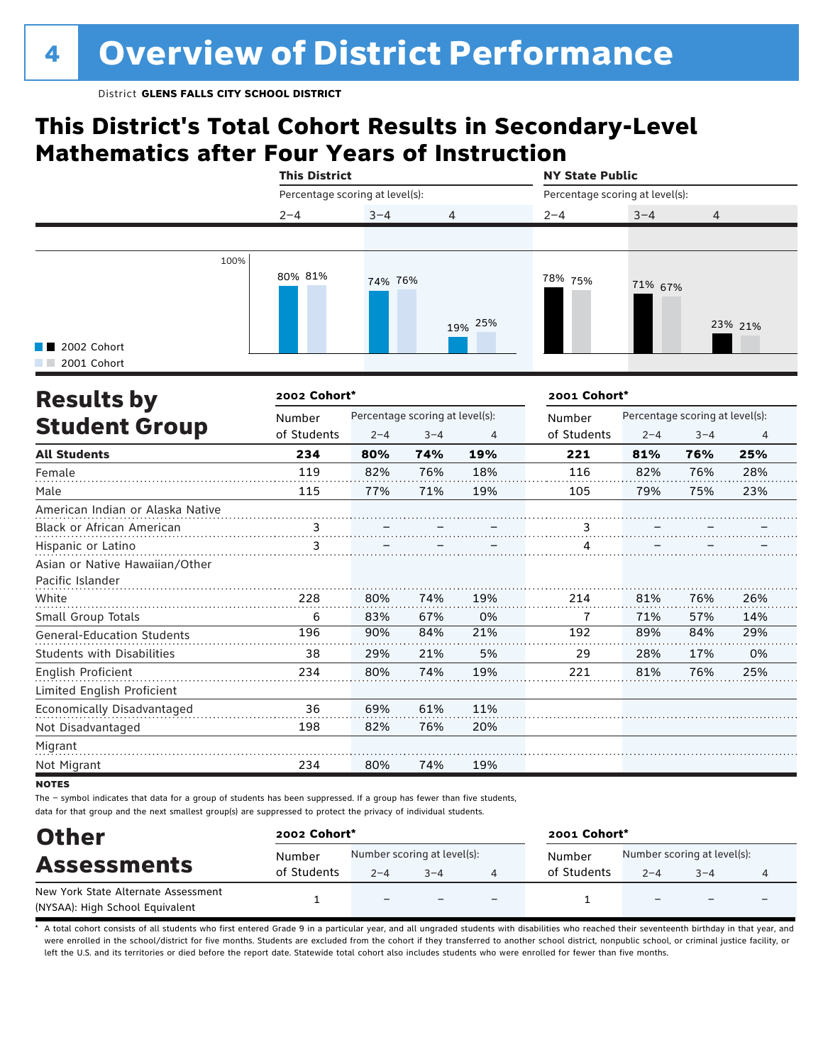# 4 Overview of District Performance

District **GLENS FALLS CITY SCHOOL DISTRICT**

## This District's Total Cohort Results in Secondary-Level Mathematics after Four Years of Instruction

| | This District | | | NY State Public | | |
|---|---|---|---|---|---|---|
| | Percentage scoring at level(s): | | | Percentage scoring at level(s): | | |
| | 2–4 | 3–4 | 4 | 2–4 | 3–4 | 4 |
| 2002 Cohort | 80% | 74% | 19% | 78% | 71% | 23% |
| 2001 Cohort | 81% | 76% | 25% | 75% | 67% | 21% |

## Results by Student Group

| | 2002 Cohort* | | | | 2001 Cohort* | | | |
|---|---|---|---|---|---|---|---|---|
| | Number of Students | Percentage scoring at level(s): 2–4 | 3–4 | 4 | Number of Students | Percentage scoring at level(s): 2–4 | 3–4 | 4 |
| **All Students** | **234** | **80%** | **74%** | **19%** | **221** | **81%** | **76%** | **25%** |
| Female | 119 | 82% | 76% | 18% | 116 | 82% | 76% | 28% |
| Male | 115 | 77% | 71% | 19% | 105 | 79% | 75% | 23% |
| American Indian or Alaska Native | | | | | | | | |
| Black or African American | 3 | – | – | – | 3 | – | – | – |
| Hispanic or Latino | 3 | – | – | – | 4 | – | – | – |
| Asian or Native Hawaiian/Other Pacific Islander | | | | | | | | |
| White | 228 | 80% | 74% | 19% | 214 | 81% | 76% | 26% |
| Small Group Totals | 6 | 83% | 67% | 0% | 7 | 71% | 57% | 14% |
| General-Education Students | 196 | 90% | 84% | 21% | 192 | 89% | 84% | 29% |
| Students with Disabilities | 38 | 29% | 21% | 5% | 29 | 28% | 17% | 0% |
| English Proficient | 234 | 80% | 74% | 19% | 221 | 81% | 76% | 25% |
| Limited English Proficient | | | | | | | | |
| Economically Disadvantaged | 36 | 69% | 61% | 11% | | | | |
| Not Disadvantaged | 198 | 82% | 76% | 20% | | | | |
| Migrant | | | | | | | | |
| Not Migrant | 234 | 80% | 74% | 19% | | | | |

**NOTES**

The – symbol indicates that data for a group of students has been suppressed. If a group has fewer than five students, data for that group and the next smallest group(s) are suppressed to protect the privacy of individual students.

## Other Assessments

| | 2002 Cohort* | | | | 2001 Cohort* | | | |
|---|---|---|---|---|---|---|---|---|
| | Number of Students | Number scoring at level(s): 2–4 | 3–4 | 4 | Number of Students | Number scoring at level(s): 2–4 | 3–4 | 4 |
| New York State Alternate Assessment (NYSAA): High School Equivalent | 1 | – | – | – | 1 | – | – | – |

\* A total cohort consists of all students who first entered Grade 9 in a particular year, and all ungraded students with disabilities who reached their seventeenth birthday in that year, and were enrolled in the school/district for five months. Students are excluded from the cohort if they transferred to another school district, nonpublic school, or criminal justice facility, or left the U.S. and its territories or died before the report date. Statewide total cohort also includes students who were enrolled for fewer than five months.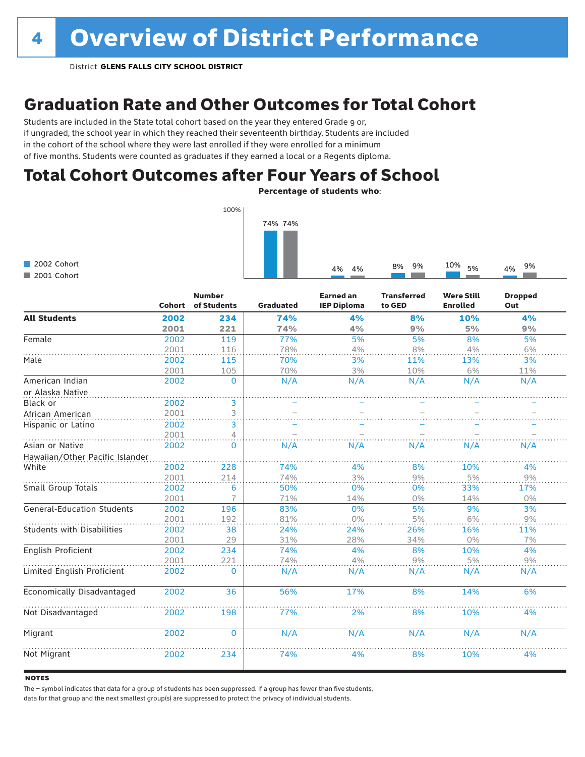# 4 Overview of District Performance

District **GLENS FALLS CITY SCHOOL DISTRICT**

## Graduation Rate and Other Outcomes for Total Cohort

Students are included in the State total cohort based on the year they entered Grade 9 or, if ungraded, the school year in which they reached their seventeenth birthday. Students are included in the cohort of the school where they were last enrolled if they were enrolled for a minimum of five months. Students were counted as graduates if they earned a local or a Regents diploma.

## Total Cohort Outcomes after Four Years of School

**Percentage of students who:**

| | 2002 Cohort | 2001 Cohort |
|---|---|---|
| Graduated | 74% | 74% |
| Earned an IEP Diploma | 4% | 4% |
| Transferred to GED | 8% | 9% |
| Were Still Enrolled | 10% | 5% |
| Dropped Out | 4% | 9% |

| | Cohort | Number of Students | Graduated | Earned an IEP Diploma | Transferred to GED | Were Still Enrolled | Dropped Out |
|---|---|---|---|---|---|---|---|
| **All Students** | **2002** | **234** | **74%** | **4%** | **8%** | **10%** | **4%** |
| | **2001** | **221** | **74%** | **4%** | **9%** | **5%** | **9%** |
| Female | 2002 | 119 | 77% | 5% | 5% | 8% | 5% |
| | 2001 | 116 | 78% | 4% | 8% | 4% | 6% |
| Male | 2002 | 115 | 70% | 3% | 11% | 13% | 3% |
| | 2001 | 105 | 70% | 3% | 10% | 6% | 11% |
| American Indian or Alaska Native | 2002 | 0 | N/A | N/A | N/A | N/A | N/A |
| Black or African American | 2002 | 3 | – | – | – | – | – |
| | 2001 | 3 | – | – | – | – | – |
| Hispanic or Latino | 2002 | 3 | – | – | – | – | – |
| | 2001 | 4 | – | – | – | – | – |
| Asian or Native Hawaiian/Other Pacific Islander | 2002 | 0 | N/A | N/A | N/A | N/A | N/A |
| White | 2002 | 228 | 74% | 4% | 8% | 10% | 4% |
| | 2001 | 214 | 74% | 3% | 9% | 5% | 9% |
| Small Group Totals | 2002 | 6 | 50% | 0% | 0% | 33% | 17% |
| | 2001 | 7 | 71% | 14% | 0% | 14% | 0% |
| General-Education Students | 2002 | 196 | 83% | 0% | 5% | 9% | 3% |
| | 2001 | 192 | 81% | 0% | 5% | 6% | 9% |
| Students with Disabilities | 2002 | 38 | 24% | 24% | 26% | 16% | 11% |
| | 2001 | 29 | 31% | 28% | 34% | 0% | 7% |
| English Proficient | 2002 | 234 | 74% | 4% | 8% | 10% | 4% |
| | 2001 | 221 | 74% | 4% | 9% | 5% | 9% |
| Limited English Proficient | 2002 | 0 | N/A | N/A | N/A | N/A | N/A |
| Economically Disadvantaged | 2002 | 36 | 56% | 17% | 8% | 14% | 6% |
| Not Disadvantaged | 2002 | 198 | 77% | 2% | 8% | 10% | 4% |
| Migrant | 2002 | 0 | N/A | N/A | N/A | N/A | N/A |
| Not Migrant | 2002 | 234 | 74% | 4% | 8% | 10% | 4% |

**NOTES**

The – symbol indicates that data for a group of students has been suppressed. If a group has fewer than five students, data for that group and the next smallest group(s) are suppressed to protect the privacy of individual students.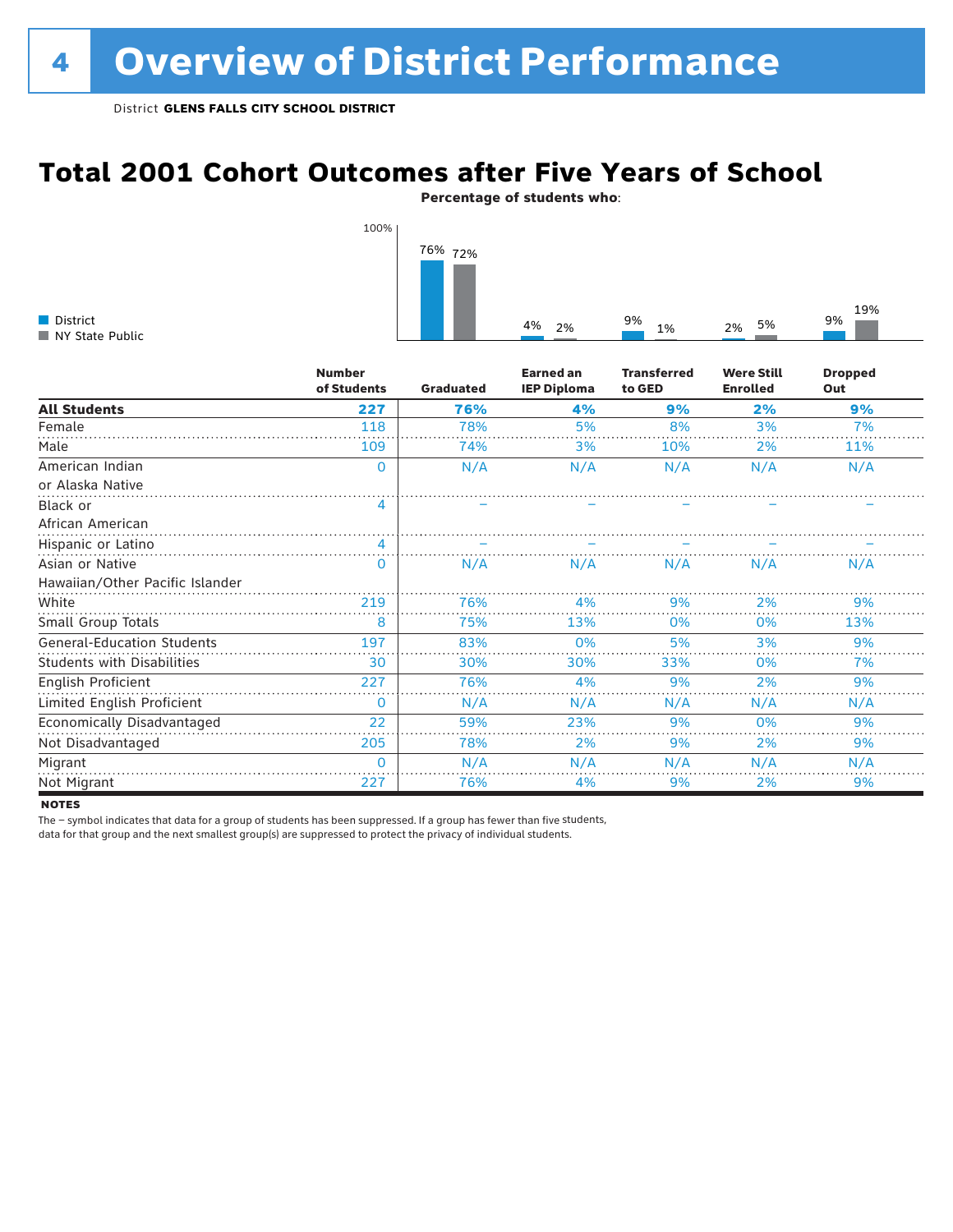# 4 Overview of District Performance

District **GLENS FALLS CITY SCHOOL DISTRICT**

## Total 2001 Cohort Outcomes after Five Years of School

**Percentage of students who:**

100%

76% 72%

4% 2%

9% 1%

2% 5%

9% 19%

District

NY State Public

| | Number of Students | Graduated | Earned an IEP Diploma | Transferred to GED | Were Still Enrolled | Dropped Out |
|---|---|---|---|---|---|---|
| **All Students** | **227** | **76%** | **4%** | **9%** | **2%** | **9%** |
| Female | 118 | 78% | 5% | 8% | 3% | 7% |
| Male | 109 | 74% | 3% | 10% | 2% | 11% |
| American Indian or Alaska Native | 0 | N/A | N/A | N/A | N/A | N/A |
| Black or African American | 4 | – | – | – | – | – |
| Hispanic or Latino | 4 | – | – | – | – | – |
| Asian or Native Hawaiian/Other Pacific Islander | 0 | N/A | N/A | N/A | N/A | N/A |
| White | 219 | 76% | 4% | 9% | 2% | 9% |
| Small Group Totals | 8 | 75% | 13% | 0% | 0% | 13% |
| General-Education Students | 197 | 83% | 0% | 5% | 3% | 9% |
| Students with Disabilities | 30 | 30% | 30% | 33% | 0% | 7% |
| English Proficient | 227 | 76% | 4% | 9% | 2% | 9% |
| Limited English Proficient | 0 | N/A | N/A | N/A | N/A | N/A |
| Economically Disadvantaged | 22 | 59% | 23% | 9% | 0% | 9% |
| Not Disadvantaged | 205 | 78% | 2% | 9% | 2% | 9% |
| Migrant | 0 | N/A | N/A | N/A | N/A | N/A |
| Not Migrant | 227 | 76% | 4% | 9% | 2% | 9% |

**NOTES**

The – symbol indicates that data for a group of students has been suppressed. If a group has fewer than five students, data for that group and the next smallest group(s) are suppressed to protect the privacy of individual students.